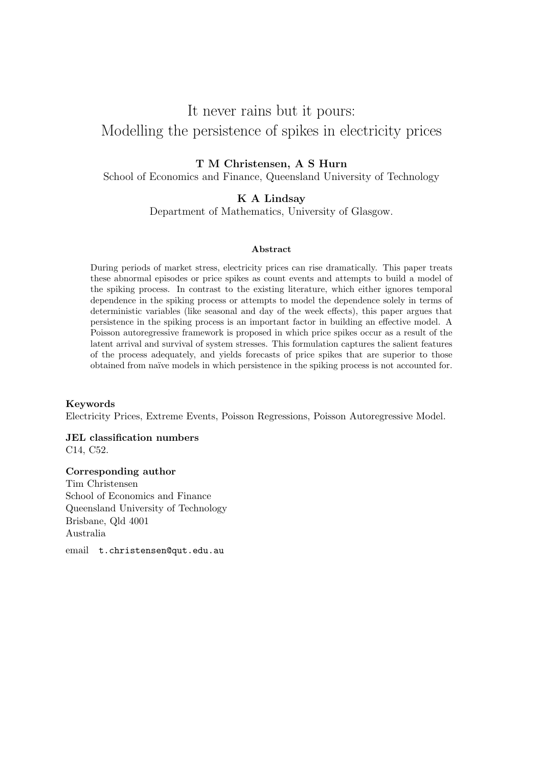# It never rains but it pours: Modelling the persistence of spikes in electricity prices

**T M Christensen, A S Hurn**

School of Economics and Finance, Queensland University of Technology

**K A Lindsay**

Department of Mathematics, University of Glasgow.

### Abstract

During periods of market stress, electricity prices can rise dramatically. This paper treats these abnormal episodes or price spikes as count events and attempts to build a model of the spiking process. In contrast to the existing literature, which either ignores temporal dependence in the spiking process or attempts to model the dependence solely in terms of deterministic variables (like seasonal and day of the week effects), this paper argues that persistence in the spiking process is an important factor in building an effective model. A Poisson autoregressive framework is proposed in which price spikes occur as a result of the latent arrival and survival of system stresses. This formulation captures the salient features of the process adequately, and yields forecasts of price spikes that are superior to those obtained from naïve models in which persistence in the spiking process is not accounted for.

**Keywords**

Electricity Prices, Extreme Events, Poisson Regressions, Poisson Autoregressive Model.

**JEL classification numbers**

C14, C52.

**Corresponding author**

Tim Christensen
School of Economics and Finance
Queensland University of Technology
Brisbane, Qld 4001
Australia

email `t.christensen@qut.edu.au`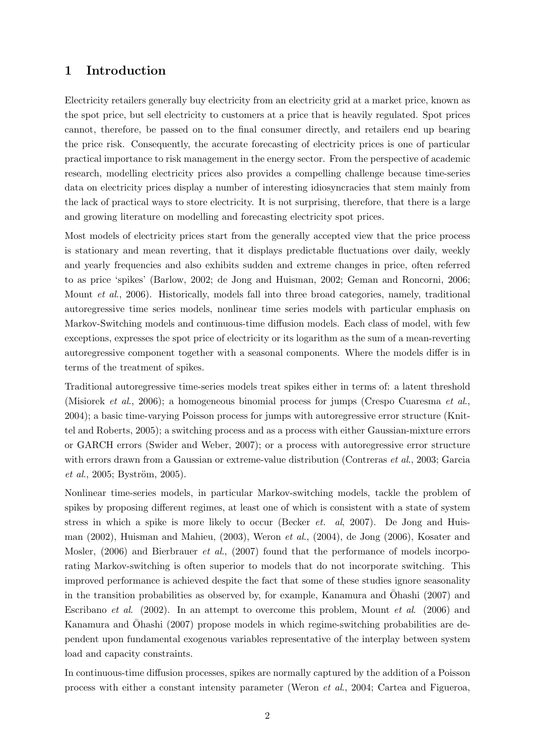# 1 Introduction

Electricity retailers generally buy electricity from an electricity grid at a market price, known as the spot price, but sell electricity to customers at a price that is heavily regulated. Spot prices cannot, therefore, be passed on to the final consumer directly, and retailers end up bearing the price risk. Consequently, the accurate forecasting of electricity prices is one of particular practical importance to risk management in the energy sector. From the perspective of academic research, modelling electricity prices also provides a compelling challenge because time-series data on electricity prices display a number of interesting idiosyncracies that stem mainly from the lack of practical ways to store electricity. It is not surprising, therefore, that there is a large and growing literature on modelling and forecasting electricity spot prices.

Most models of electricity prices start from the generally accepted view that the price process is stationary and mean reverting, that it displays predictable fluctuations over daily, weekly and yearly frequencies and also exhibits sudden and extreme changes in price, often referred to as price 'spikes' (Barlow, 2002; de Jong and Huisman, 2002; Geman and Roncorni, 2006; Mount *et al.*, 2006). Historically, models fall into three broad categories, namely, traditional autoregressive time series models, nonlinear time series models with particular emphasis on Markov-Switching models and continuous-time diffusion models. Each class of model, with few exceptions, expresses the spot price of electricity or its logarithm as the sum of a mean-reverting autoregressive component together with a seasonal components. Where the models differ is in terms of the treatment of spikes.

Traditional autoregressive time-series models treat spikes either in terms of: a latent threshold (Misiorek *et al.*, 2006); a homogeneous binomial process for jumps (Crespo Cuaresma *et al.*, 2004); a basic time-varying Poisson process for jumps with autoregressive error structure (Knittel and Roberts, 2005); a switching process and as a process with either Gaussian-mixture errors or GARCH errors (Swider and Weber, 2007); or a process with autoregressive error structure with errors drawn from a Gaussian or extreme-value distribution (Contreras *et al.*, 2003; Garcia *et al.*, 2005; Byström, 2005).

Nonlinear time-series models, in particular Markov-switching models, tackle the problem of spikes by proposing different regimes, at least one of which is consistent with a state of system stress in which a spike is more likely to occur (Becker *et. al*, 2007). De Jong and Huisman (2002), Huisman and Mahieu, (2003), Weron *et al.*, (2004), de Jong (2006), Kosater and Mosler, (2006) and Bierbrauer *et al.*, (2007) found that the performance of models incorporating Markov-switching is often superior to models that do not incorporate switching. This improved performance is achieved despite the fact that some of these studies ignore seasonality in the transition probabilities as observed by, for example, Kanamura and Ōhashi (2007) and Escribano *et al.* (2002). In an attempt to overcome this problem, Mount *et al.* (2006) and Kanamura and Ōhashi (2007) propose models in which regime-switching probabilities are dependent upon fundamental exogenous variables representative of the interplay between system load and capacity constraints.

In continuous-time diffusion processes, spikes are normally captured by the addition of a Poisson process with either a constant intensity parameter (Weron *et al.*, 2004; Cartea and Figueroa,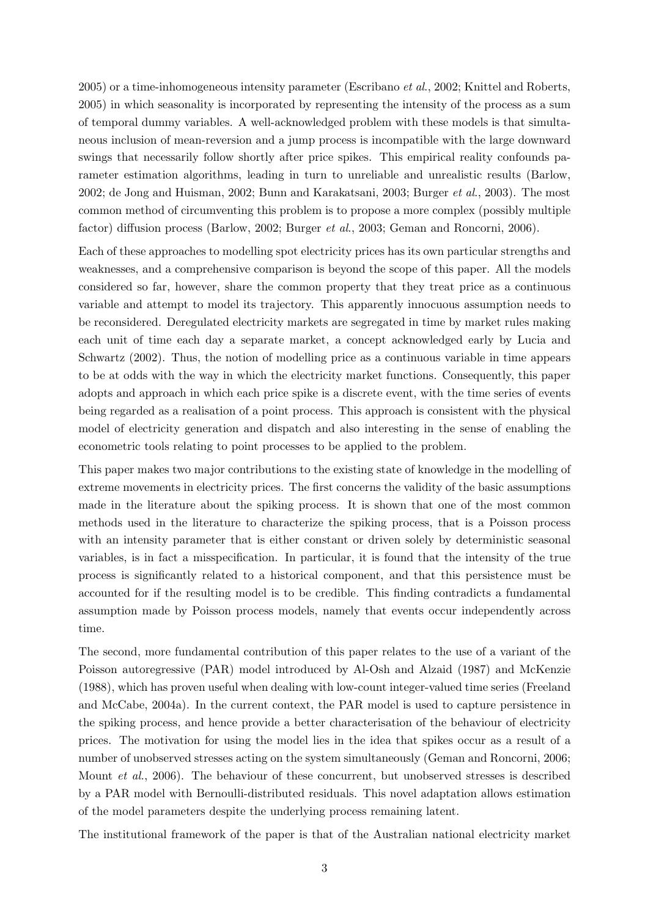2005) or a time-inhomogeneous intensity parameter (Escribano *et al.*, 2002; Knittel and Roberts, 2005) in which seasonality is incorporated by representing the intensity of the process as a sum of temporal dummy variables. A well-acknowledged problem with these models is that simultaneous inclusion of mean-reversion and a jump process is incompatible with the large downward swings that necessarily follow shortly after price spikes. This empirical reality confounds parameter estimation algorithms, leading in turn to unreliable and unrealistic results (Barlow, 2002; de Jong and Huisman, 2002; Bunn and Karakatsani, 2003; Burger *et al.*, 2003). The most common method of circumventing this problem is to propose a more complex (possibly multiple factor) diffusion process (Barlow, 2002; Burger *et al.*, 2003; Geman and Roncorni, 2006).

Each of these approaches to modelling spot electricity prices has its own particular strengths and weaknesses, and a comprehensive comparison is beyond the scope of this paper. All the models considered so far, however, share the common property that they treat price as a continuous variable and attempt to model its trajectory. This apparently innocuous assumption needs to be reconsidered. Deregulated electricity markets are segregated in time by market rules making each unit of time each day a separate market, a concept acknowledged early by Lucia and Schwartz (2002). Thus, the notion of modelling price as a continuous variable in time appears to be at odds with the way in which the electricity market functions. Consequently, this paper adopts and approach in which each price spike is a discrete event, with the time series of events being regarded as a realisation of a point process. This approach is consistent with the physical model of electricity generation and dispatch and also interesting in the sense of enabling the econometric tools relating to point processes to be applied to the problem.

This paper makes two major contributions to the existing state of knowledge in the modelling of extreme movements in electricity prices. The first concerns the validity of the basic assumptions made in the literature about the spiking process. It is shown that one of the most common methods used in the literature to characterize the spiking process, that is a Poisson process with an intensity parameter that is either constant or driven solely by deterministic seasonal variables, is in fact a misspecification. In particular, it is found that the intensity of the true process is significantly related to a historical component, and that this persistence must be accounted for if the resulting model is to be credible. This finding contradicts a fundamental assumption made by Poisson process models, namely that events occur independently across time.

The second, more fundamental contribution of this paper relates to the use of a variant of the Poisson autoregressive (PAR) model introduced by Al-Osh and Alzaid (1987) and McKenzie (1988), which has proven useful when dealing with low-count integer-valued time series (Freeland and McCabe, 2004a). In the current context, the PAR model is used to capture persistence in the spiking process, and hence provide a better characterisation of the behaviour of electricity prices. The motivation for using the model lies in the idea that spikes occur as a result of a number of unobserved stresses acting on the system simultaneously (Geman and Roncorni, 2006; Mount *et al.*, 2006). The behaviour of these concurrent, but unobserved stresses is described by a PAR model with Bernoulli-distributed residuals. This novel adaptation allows estimation of the model parameters despite the underlying process remaining latent.

The institutional framework of the paper is that of the Australian national electricity market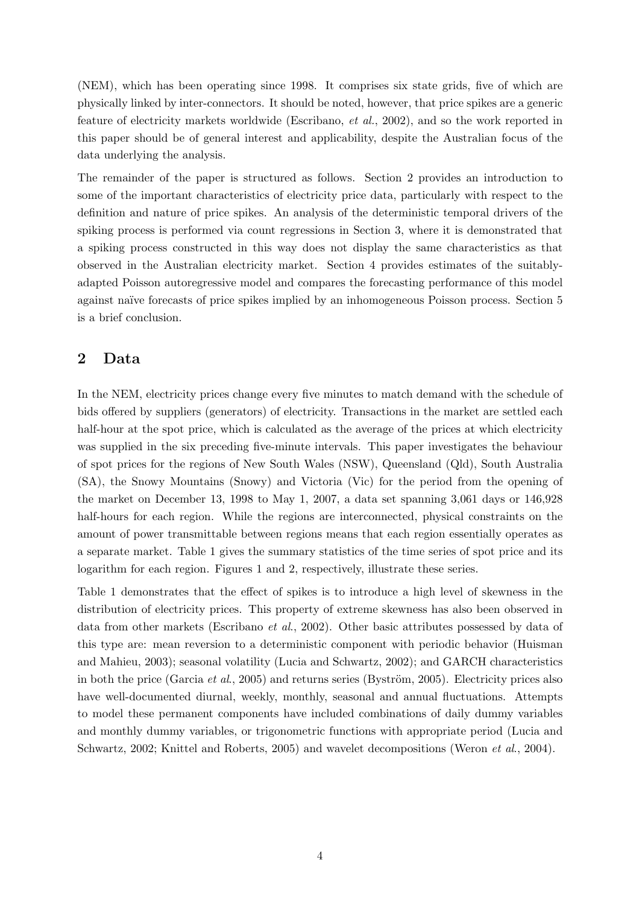(NEM), which has been operating since 1998. It comprises six state grids, five of which are physically linked by inter-connectors. It should be noted, however, that price spikes are a generic feature of electricity markets worldwide (Escribano, *et al.*, 2002), and so the work reported in this paper should be of general interest and applicability, despite the Australian focus of the data underlying the analysis.

The remainder of the paper is structured as follows. Section 2 provides an introduction to some of the important characteristics of electricity price data, particularly with respect to the definition and nature of price spikes. An analysis of the deterministic temporal drivers of the spiking process is performed via count regressions in Section 3, where it is demonstrated that a spiking process constructed in this way does not display the same characteristics as that observed in the Australian electricity market. Section 4 provides estimates of the suitably-adapted Poisson autoregressive model and compares the forecasting performance of this model against naïve forecasts of price spikes implied by an inhomogeneous Poisson process. Section 5 is a brief conclusion.

## 2 Data

In the NEM, electricity prices change every five minutes to match demand with the schedule of bids offered by suppliers (generators) of electricity. Transactions in the market are settled each half-hour at the spot price, which is calculated as the average of the prices at which electricity was supplied in the six preceding five-minute intervals. This paper investigates the behaviour of spot prices for the regions of New South Wales (NSW), Queensland (Qld), South Australia (SA), the Snowy Mountains (Snowy) and Victoria (Vic) for the period from the opening of the market on December 13, 1998 to May 1, 2007, a data set spanning 3,061 days or 146,928 half-hours for each region. While the regions are interconnected, physical constraints on the amount of power transmittable between regions means that each region essentially operates as a separate market. Table 1 gives the summary statistics of the time series of spot price and its logarithm for each region. Figures 1 and 2, respectively, illustrate these series.

Table 1 demonstrates that the effect of spikes is to introduce a high level of skewness in the distribution of electricity prices. This property of extreme skewness has also been observed in data from other markets (Escribano *et al.*, 2002). Other basic attributes possessed by data of this type are: mean reversion to a deterministic component with periodic behavior (Huisman and Mahieu, 2003); seasonal volatility (Lucia and Schwartz, 2002); and GARCH characteristics in both the price (Garcia *et al.*, 2005) and returns series (Byström, 2005). Electricity prices also have well-documented diurnal, weekly, monthly, seasonal and annual fluctuations. Attempts to model these permanent components have included combinations of daily dummy variables and monthly dummy variables, or trigonometric functions with appropriate period (Lucia and Schwartz, 2002; Knittel and Roberts, 2005) and wavelet decompositions (Weron *et al.*, 2004).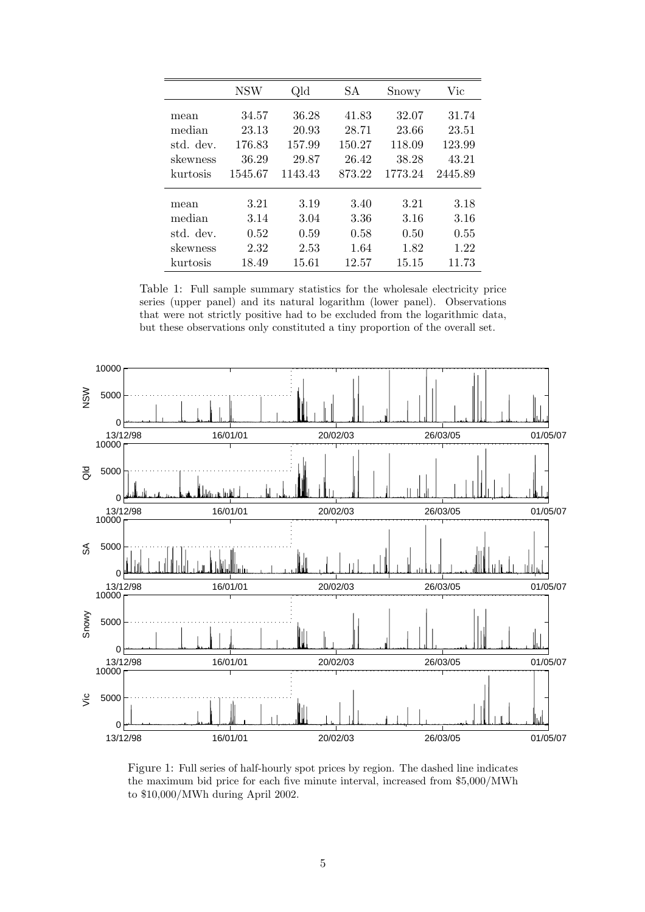|  | NSW | Qld | SA | Snowy | Vic |
|---|---|---|---|---|---|
| mean | 34.57 | 36.28 | 41.83 | 32.07 | 31.74 |
| median | 23.13 | 20.93 | 28.71 | 23.66 | 23.51 |
| std. dev. | 176.83 | 157.99 | 150.27 | 118.09 | 123.99 |
| skewness | 36.29 | 29.87 | 26.42 | 38.28 | 43.21 |
| kurtosis | 1545.67 | 1143.43 | 873.22 | 1773.24 | 2445.89 |
| mean | 3.21 | 3.19 | 3.40 | 3.21 | 3.18 |
| median | 3.14 | 3.04 | 3.36 | 3.16 | 3.16 |
| std. dev. | 0.52 | 0.59 | 0.58 | 0.50 | 0.55 |
| skewness | 2.32 | 2.53 | 1.64 | 1.82 | 1.22 |
| kurtosis | 18.49 | 15.61 | 12.57 | 15.15 | 11.73 |

Table 1: Full sample summary statistics for the wholesale electricity price series (upper panel) and its natural logarithm (lower panel). Observations that were not strictly positive had to be excluded from the logarithmic data, but these observations only constituted a tiny proportion of the overall set.

Figure 1: Full series of half-hourly spot prices by region. The dashed line indicates the maximum bid price for each five minute interval, increased from \$5,000/MWh to \$10,000/MWh during April 2002.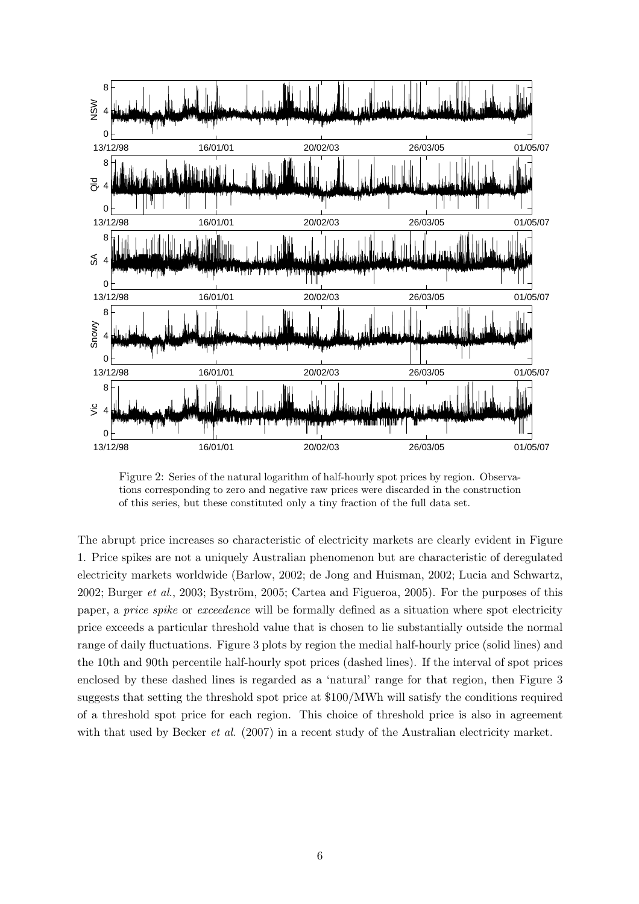Figure 2: Series of the natural logarithm of half-hourly spot prices by region. Observations corresponding to zero and negative raw prices were discarded in the construction of this series, but these constituted only a tiny fraction of the full data set.

The abrupt price increases so characteristic of electricity markets are clearly evident in Figure 1. Price spikes are not a uniquely Australian phenomenon but are characteristic of deregulated electricity markets worldwide (Barlow, 2002; de Jong and Huisman, 2002; Lucia and Schwartz, 2002; Burger *et al.*, 2003; Byström, 2005; Cartea and Figueroa, 2005). For the purposes of this paper, a *price spike* or *exceedence* will be formally defined as a situation where spot electricity price exceeds a particular threshold value that is chosen to lie substantially outside the normal range of daily fluctuations. Figure 3 plots by region the medial half-hourly price (solid lines) and the 10th and 90th percentile half-hourly spot prices (dashed lines). If the interval of spot prices enclosed by these dashed lines is regarded as a 'natural' range for that region, then Figure 3 suggests that setting the threshold spot price at \$100/MWh will satisfy the conditions required of a threshold spot price for each region. This choice of threshold price is also in agreement with that used by Becker *et al.* (2007) in a recent study of the Australian electricity market.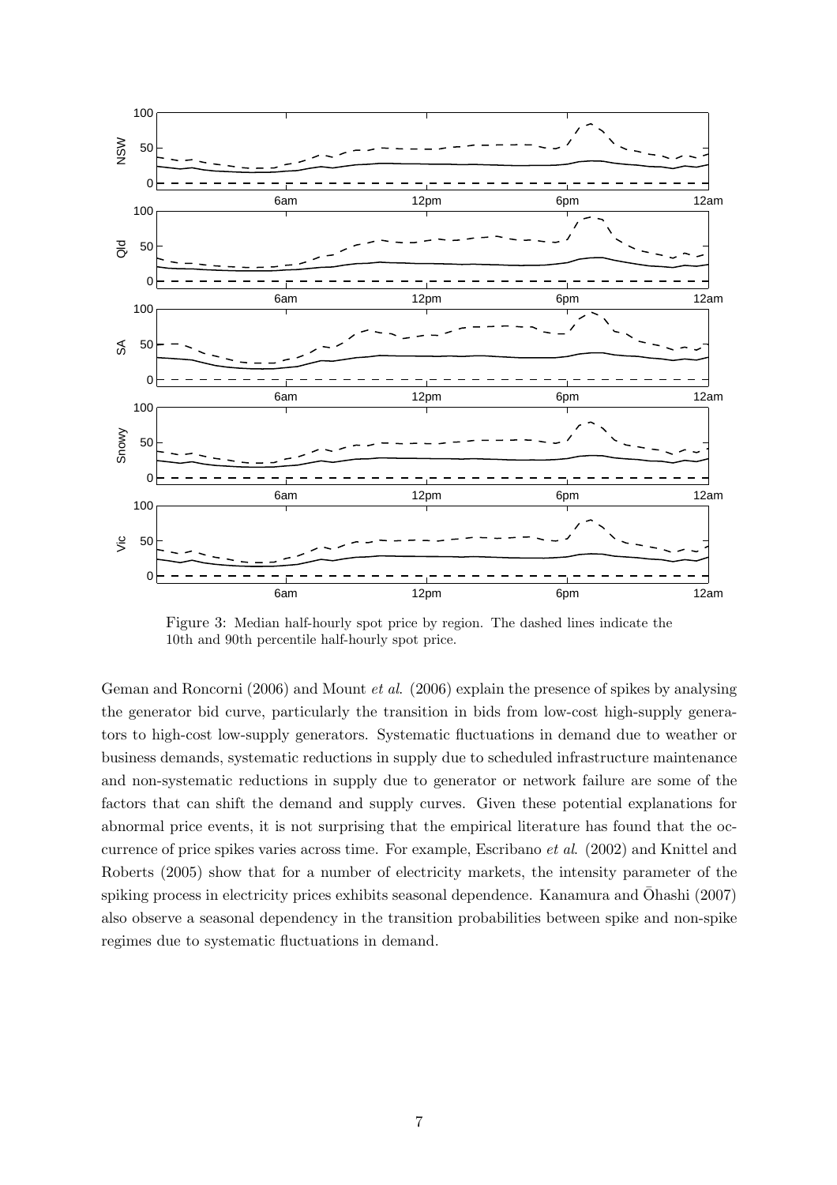Figure 3: Median half-hourly spot price by region. The dashed lines indicate the 10th and 90th percentile half-hourly spot price.

Geman and Roncorni (2006) and Mount *et al.* (2006) explain the presence of spikes by analysing the generator bid curve, particularly the transition in bids from low-cost high-supply generators to high-cost low-supply generators. Systematic fluctuations in demand due to weather or business demands, systematic reductions in supply due to scheduled infrastructure maintenance and non-systematic reductions in supply due to generator or network failure are some of the factors that can shift the demand and supply curves. Given these potential explanations for abnormal price events, it is not surprising that the empirical literature has found that the occurrence of price spikes varies across time. For example, Escribano *et al.* (2002) and Knittel and Roberts (2005) show that for a number of electricity markets, the intensity parameter of the spiking process in electricity prices exhibits seasonal dependence. Kanamura and Ōhashi (2007) also observe a seasonal dependency in the transition probabilities between spike and non-spike regimes due to systematic fluctuations in demand.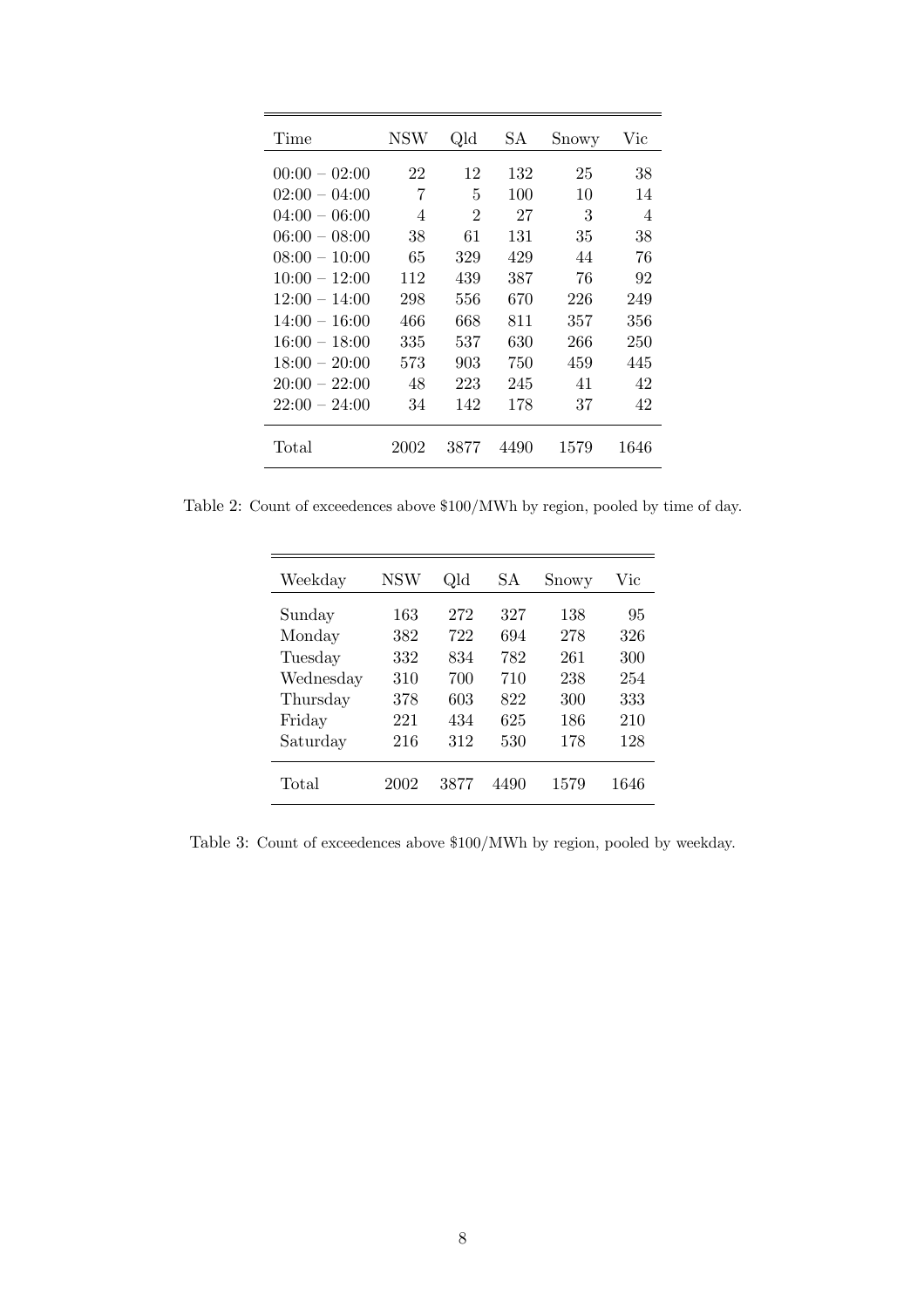| Time | NSW | Qld | SA | Snowy | Vic |
|---|---|---|---|---|---|
| 00:00 − 02:00 | 22 | 12 | 132 | 25 | 38 |
| 02:00 − 04:00 | 7 | 5 | 100 | 10 | 14 |
| 04:00 − 06:00 | 4 | 2 | 27 | 3 | 4 |
| 06:00 − 08:00 | 38 | 61 | 131 | 35 | 38 |
| 08:00 − 10:00 | 65 | 329 | 429 | 44 | 76 |
| 10:00 − 12:00 | 112 | 439 | 387 | 76 | 92 |
| 12:00 − 14:00 | 298 | 556 | 670 | 226 | 249 |
| 14:00 − 16:00 | 466 | 668 | 811 | 357 | 356 |
| 16:00 − 18:00 | 335 | 537 | 630 | 266 | 250 |
| 18:00 − 20:00 | 573 | 903 | 750 | 459 | 445 |
| 20:00 − 22:00 | 48 | 223 | 245 | 41 | 42 |
| 22:00 − 24:00 | 34 | 142 | 178 | 37 | 42 |
| Total | 2002 | 3877 | 4490 | 1579 | 1646 |

Table 2: Count of exceedences above \$100/MWh by region, pooled by time of day.

| Weekday | NSW | Qld | SA | Snowy | Vic |
|---|---|---|---|---|---|
| Sunday | 163 | 272 | 327 | 138 | 95 |
| Monday | 382 | 722 | 694 | 278 | 326 |
| Tuesday | 332 | 834 | 782 | 261 | 300 |
| Wednesday | 310 | 700 | 710 | 238 | 254 |
| Thursday | 378 | 603 | 822 | 300 | 333 |
| Friday | 221 | 434 | 625 | 186 | 210 |
| Saturday | 216 | 312 | 530 | 178 | 128 |
| Total | 2002 | 3877 | 4490 | 1579 | 1646 |

Table 3: Count of exceedences above \$100/MWh by region, pooled by weekday.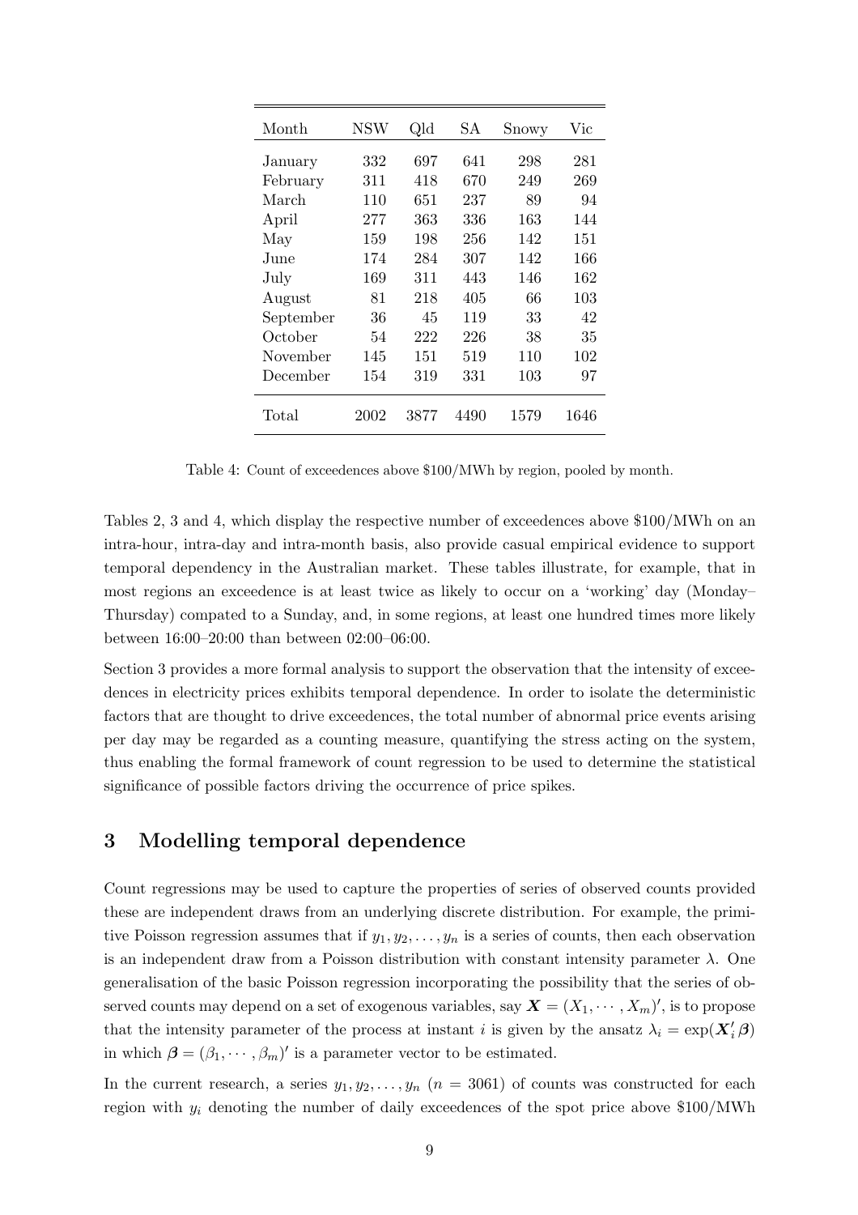| Month | NSW | Qld | SA | Snowy | Vic |
|---|---|---|---|---|---|
| January | 332 | 697 | 641 | 298 | 281 |
| February | 311 | 418 | 670 | 249 | 269 |
| March | 110 | 651 | 237 | 89 | 94 |
| April | 277 | 363 | 336 | 163 | 144 |
| May | 159 | 198 | 256 | 142 | 151 |
| June | 174 | 284 | 307 | 142 | 166 |
| July | 169 | 311 | 443 | 146 | 162 |
| August | 81 | 218 | 405 | 66 | 103 |
| September | 36 | 45 | 119 | 33 | 42 |
| October | 54 | 222 | 226 | 38 | 35 |
| November | 145 | 151 | 519 | 110 | 102 |
| December | 154 | 319 | 331 | 103 | 97 |
| Total | 2002 | 3877 | 4490 | 1579 | 1646 |

Table 4: Count of exceedences above \$100/MWh by region, pooled by month.

Tables 2, 3 and 4, which display the respective number of exceedences above \$100/MWh on an intra-hour, intra-day and intra-month basis, also provide casual empirical evidence to support temporal dependency in the Australian market. These tables illustrate, for example, that in most regions an exceedence is at least twice as likely to occur on a 'working' day (Monday–Thursday) compated to a Sunday, and, in some regions, at least one hundred times more likely between 16:00–20:00 than between 02:00–06:00.

Section 3 provides a more formal analysis to support the observation that the intensity of exceedences in electricity prices exhibits temporal dependence. In order to isolate the deterministic factors that are thought to drive exceedences, the total number of abnormal price events arising per day may be regarded as a counting measure, quantifying the stress acting on the system, thus enabling the formal framework of count regression to be used to determine the statistical significance of possible factors driving the occurrence of price spikes.

## 3 Modelling temporal dependence

Count regressions may be used to capture the properties of series of observed counts provided these are independent draws from an underlying discrete distribution. For example, the primitive Poisson regression assumes that if $y_1, y_2, \ldots, y_n$ is a series of counts, then each observation is an independent draw from a Poisson distribution with constant intensity parameter $\lambda$. One generalisation of the basic Poisson regression incorporating the possibility that the series of observed counts may depend on a set of exogenous variables, say $\boldsymbol{X} = (X_1, \cdots, X_m)'$, is to propose that the intensity parameter of the process at instant $i$ is given by the ansatz $\lambda_i = \exp(\boldsymbol{X}_i' \boldsymbol{\beta})$ in which $\boldsymbol{\beta} = (\beta_1, \cdots, \beta_m)'$ is a parameter vector to be estimated.

In the current research, a series $y_1, y_2, \ldots, y_n$ ($n = 3061$) of counts was constructed for each region with $y_i$ denoting the number of daily exceedences of the spot price above \$100/MWh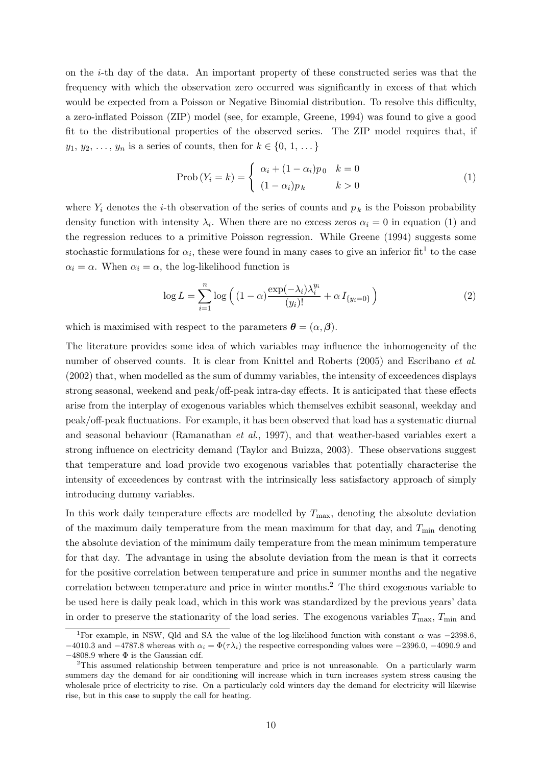on the $i$-th day of the data. An important property of these constructed series was that the frequency with which the observation zero occurred was significantly in excess of that which would be expected from a Poisson or Negative Binomial distribution. To resolve this difficulty, a zero-inflated Poisson (ZIP) model (see, for example, Greene, 1994) was found to give a good fit to the distributional properties of the observed series. The ZIP model requires that, if $y_1, y_2, \ldots, y_n$ is a series of counts, then for $k \in \{0, 1, \ldots\}$

$$
\text{Prob}\,(Y_i = k) = \begin{cases} \alpha_i + (1-\alpha_i)p_0 & k = 0 \\ (1-\alpha_i)p_k & k > 0 \end{cases} \tag{1}
$$

where $Y_i$ denotes the $i$-th observation of the series of counts and $p_k$ is the Poisson probability density function with intensity $\lambda_i$. When there are no excess zeros $\alpha_i = 0$ in equation (1) and the regression reduces to a primitive Poisson regression. While Greene (1994) suggests some stochastic formulations for $\alpha_i$, these were found in many cases to give an inferior fit[1] to the case $\alpha_i = \alpha$. When $\alpha_i = \alpha$, the log-likelihood function is

$$
\log L = \sum_{i=1}^{n} \log\Big( (1-\alpha)\frac{\exp(-\lambda_i)\lambda_i^{y_i}}{(y_i)!} + \alpha\, I_{\{y_i=0\}} \Big) \tag{2}
$$

which is maximised with respect to the parameters $\boldsymbol{\theta} = (\alpha, \boldsymbol{\beta})$.

The literature provides some idea of which variables may influence the inhomogeneity of the number of observed counts. It is clear from Knittel and Roberts (2005) and Escribano *et al*. (2002) that, when modelled as the sum of dummy variables, the intensity of exceedences displays strong seasonal, weekend and peak/off-peak intra-day effects. It is anticipated that these effects arise from the interplay of exogenous variables which themselves exhibit seasonal, weekday and peak/off-peak fluctuations. For example, it has been observed that load has a systematic diurnal and seasonal behaviour (Ramanathan *et al*., 1997), and that weather-based variables exert a strong influence on electricity demand (Taylor and Buizza, 2003). These observations suggest that temperature and load provide two exogenous variables that potentially characterise the intensity of exceedences by contrast with the intrinsically less satisfactory approach of simply introducing dummy variables.

In this work daily temperature effects are modelled by $T_{\max}$, denoting the absolute deviation of the maximum daily temperature from the mean maximum for that day, and $T_{\min}$ denoting the absolute deviation of the minimum daily temperature from the mean minimum temperature for that day. The advantage in using the absolute deviation from the mean is that it corrects for the positive correlation between temperature and price in summer months and the negative correlation between temperature and price in winter months.[2] The third exogenous variable to be used here is daily peak load, which in this work was standardized by the previous years' data in order to preserve the stationarity of the load series. The exogenous variables $T_{\max}$, $T_{\min}$ and

[1] For example, in NSW, Qld and SA the value of the log-likelihood function with constant $\alpha$ was $-2398.6$, $-4010.3$ and $-4787.8$ whereas with $\alpha_i = \Phi(\tau\lambda_i)$ the respective corresponding values were $-2396.0$, $-4090.9$ and $-4808.9$ where $\Phi$ is the Gaussian cdf.

[2] This assumed relationship between temperature and price is not unreasonable. On a particularly warm summers day the demand for air conditioning will increase which in turn increases system stress causing the wholesale price of electricity to rise. On a particularly cold winters day the demand for electricity will likewise rise, but in this case to supply the call for heating.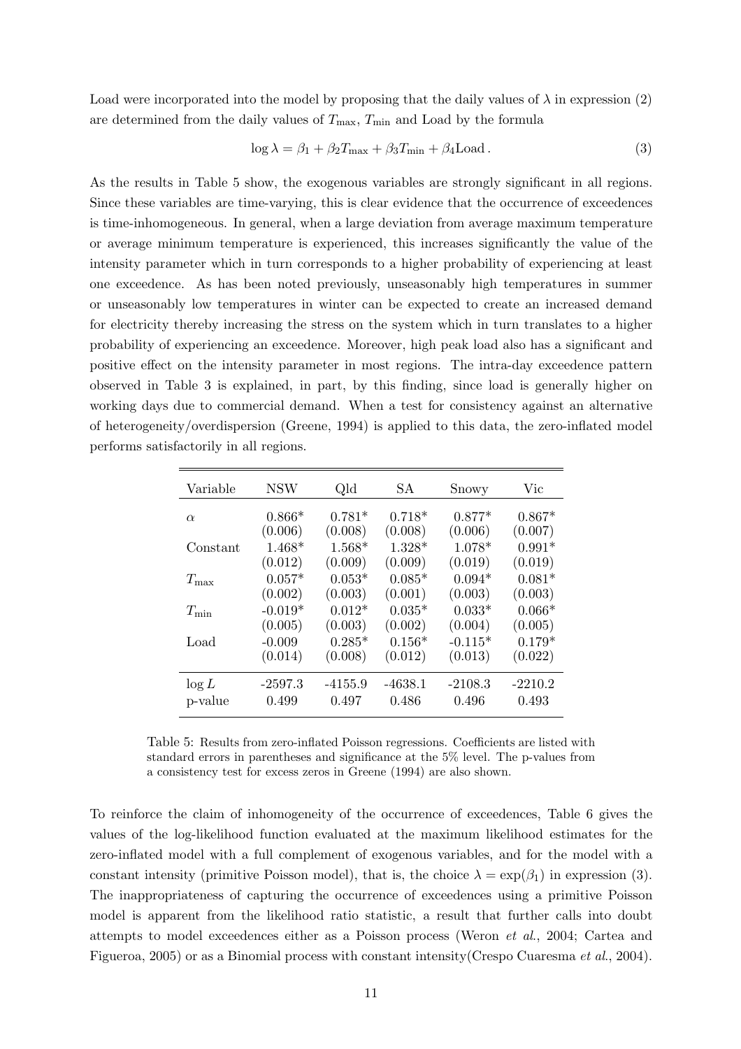Load were incorporated into the model by proposing that the daily values of $\lambda$ in expression (2) are determined from the daily values of $T_{\max}$, $T_{\min}$ and Load by the formula

$$\log \lambda = \beta_1 + \beta_2 T_{\max} + \beta_3 T_{\min} + \beta_4 \text{Load}\,. \tag{3}$$

As the results in Table 5 show, the exogenous variables are strongly significant in all regions. Since these variables are time-varying, this is clear evidence that the occurrence of exceedences is time-inhomogeneous. In general, when a large deviation from average maximum temperature or average minimum temperature is experienced, this increases significantly the value of the intensity parameter which in turn corresponds to a higher probability of experiencing at least one exceedence. As has been noted previously, unseasonably high temperatures in summer or unseasonably low temperatures in winter can be expected to create an increased demand for electricity thereby increasing the stress on the system which in turn translates to a higher probability of experiencing an exceedence. Moreover, high peak load also has a significant and positive effect on the intensity parameter in most regions. The intra-day exceedence pattern observed in Table 3 is explained, in part, by this finding, since load is generally higher on working days due to commercial demand. When a test for consistency against an alternative of heterogeneity/overdispersion (Greene, 1994) is applied to this data, the zero-inflated model performs satisfactorily in all regions.

| Variable | NSW | Qld | SA | Snowy | Vic |
|---|---|---|---|---|---|
| $\alpha$ | 0.866* | 0.781* | 0.718* | 0.877* | 0.867* |
| | (0.006) | (0.008) | (0.008) | (0.006) | (0.007) |
| Constant | 1.468* | 1.568* | 1.328* | 1.078* | 0.991* |
| | (0.012) | (0.009) | (0.009) | (0.019) | (0.019) |
| $T_{\max}$ | 0.057* | 0.053* | 0.085* | 0.094* | 0.081* |
| | (0.002) | (0.003) | (0.001) | (0.003) | (0.003) |
| $T_{\min}$ | -0.019* | 0.012* | 0.035* | 0.033* | 0.066* |
| | (0.005) | (0.003) | (0.002) | (0.004) | (0.005) |
| Load | -0.009 | 0.285* | 0.156* | -0.115* | 0.179* |
| | (0.014) | (0.008) | (0.012) | (0.013) | (0.022) |
| $\log L$ | -2597.3 | -4155.9 | -4638.1 | -2108.3 | -2210.2 |
| p-value | 0.499 | 0.497 | 0.486 | 0.496 | 0.493 |

Table 5: Results from zero-inflated Poisson regressions. Coefficients are listed with standard errors in parentheses and significance at the 5% level. The p-values from a consistency test for excess zeros in Greene (1994) are also shown.

To reinforce the claim of inhomogeneity of the occurrence of exceedences, Table 6 gives the values of the log-likelihood function evaluated at the maximum likelihood estimates for the zero-inflated model with a full complement of exogenous variables, and for the model with a constant intensity (primitive Poisson model), that is, the choice $\lambda = \exp(\beta_1)$ in expression (3). The inappropriateness of capturing the occurrence of exceedences using a primitive Poisson model is apparent from the likelihood ratio statistic, a result that further calls into doubt attempts to model exceedences either as a Poisson process (Weron *et al.*, 2004; Cartea and Figueroa, 2005) or as a Binomial process with constant intensity(Crespo Cuaresma *et al.*, 2004).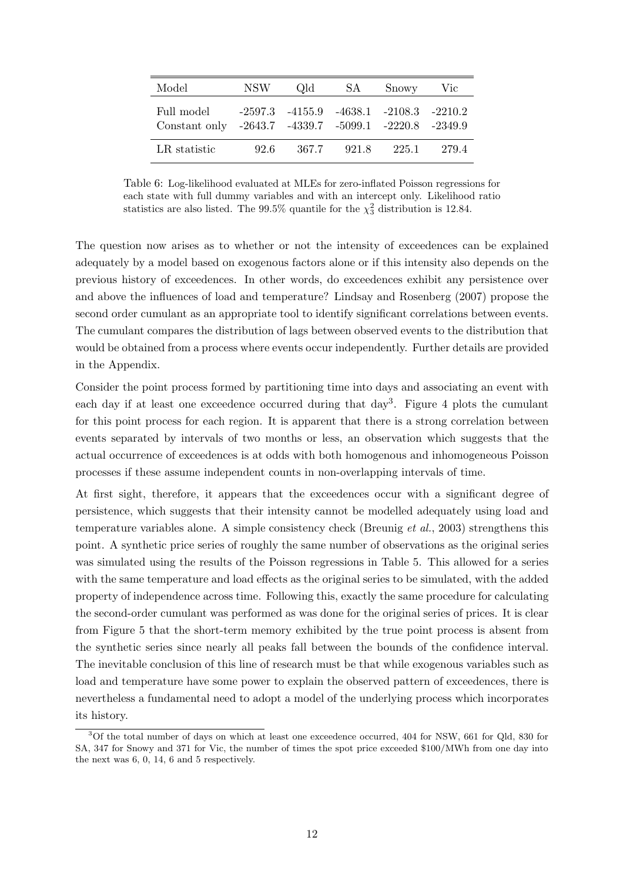| Model | NSW | Qld | SA | Snowy | Vic |
|---|---|---|---|---|---|
| Full model | -2597.3 | -4155.9 | -4638.1 | -2108.3 | -2210.2 |
| Constant only | -2643.7 | -4339.7 | -5099.1 | -2220.8 | -2349.9 |
| LR statistic | 92.6 | 367.7 | 921.8 | 225.1 | 279.4 |

Table 6: Log-likelihood evaluated at MLEs for zero-inflated Poisson regressions for each state with full dummy variables and with an intercept only. Likelihood ratio statistics are also listed. The 99.5% quantile for the $\chi^2_3$ distribution is 12.84.

The question now arises as to whether or not the intensity of exceedences can be explained adequately by a model based on exogenous factors alone or if this intensity also depends on the previous history of exceedences. In other words, do exceedences exhibit any persistence over and above the influences of load and temperature? Lindsay and Rosenberg (2007) propose the second order cumulant as an appropriate tool to identify significant correlations between events. The cumulant compares the distribution of lags between observed events to the distribution that would be obtained from a process where events occur independently. Further details are provided in the Appendix.

Consider the point process formed by partitioning time into days and associating an event with each day if at least one exceedence occurred during that day[3]. Figure 4 plots the cumulant for this point process for each region. It is apparent that there is a strong correlation between events separated by intervals of two months or less, an observation which suggests that the actual occurrence of exceedences is at odds with both homogenous and inhomogeneous Poisson processes if these assume independent counts in non-overlapping intervals of time.

At first sight, therefore, it appears that the exceedences occur with a significant degree of persistence, which suggests that their intensity cannot be modelled adequately using load and temperature variables alone. A simple consistency check (Breunig *et al.*, 2003) strengthens this point. A synthetic price series of roughly the same number of observations as the original series was simulated using the results of the Poisson regressions in Table 5. This allowed for a series with the same temperature and load effects as the original series to be simulated, with the added property of independence across time. Following this, exactly the same procedure for calculating the second-order cumulant was performed as was done for the original series of prices. It is clear from Figure 5 that the short-term memory exhibited by the true point process is absent from the synthetic series since nearly all peaks fall between the bounds of the confidence interval. The inevitable conclusion of this line of research must be that while exogenous variables such as load and temperature have some power to explain the observed pattern of exceedences, there is nevertheless a fundamental need to adopt a model of the underlying process which incorporates its history.

[3] Of the total number of days on which at least one exceedence occurred, 404 for NSW, 661 for Qld, 830 for SA, 347 for Snowy and 371 for Vic, the number of times the spot price exceeded \$100/MWh from one day into the next was 6, 0, 14, 6 and 5 respectively.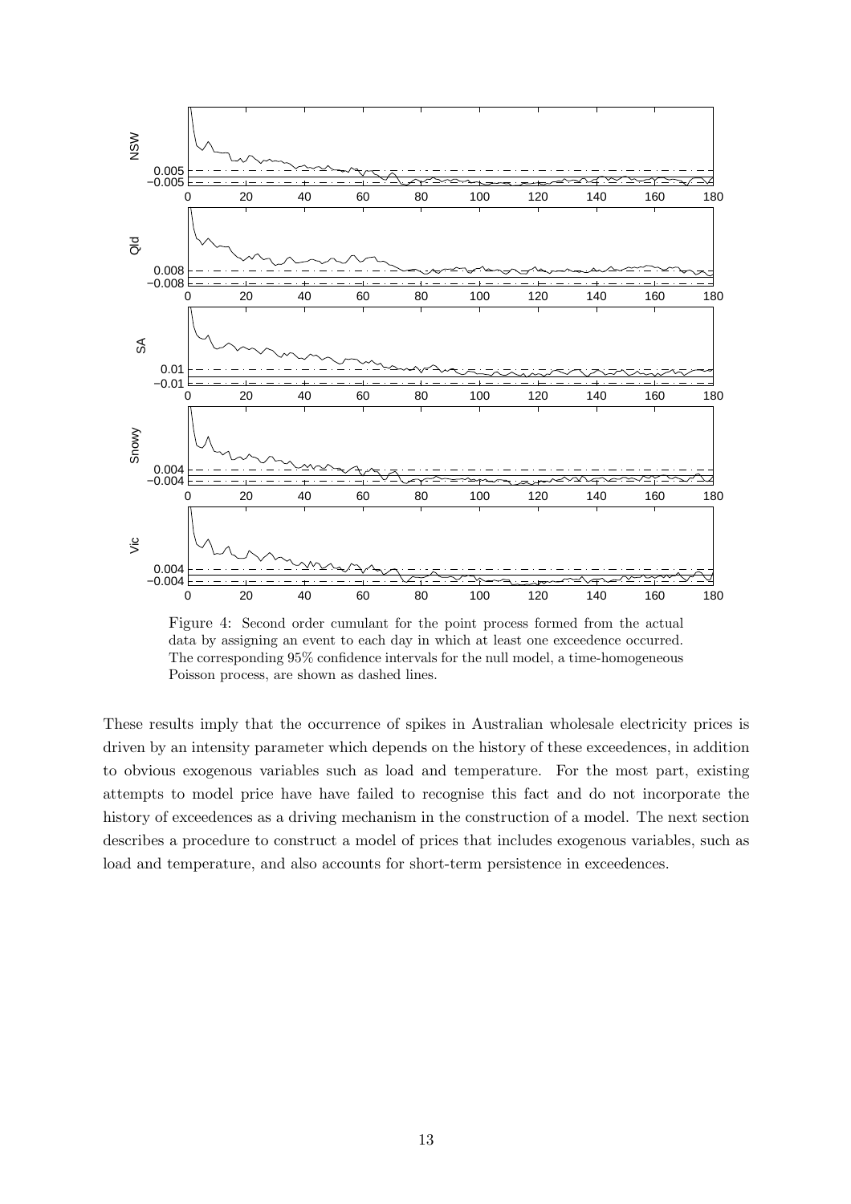Figure 4: Second order cumulant for the point process formed from the actual data by assigning an event to each day in which at least one exceedence occurred. The corresponding 95% confidence intervals for the null model, a time-homogeneous Poisson process, are shown as dashed lines.

These results imply that the occurrence of spikes in Australian wholesale electricity prices is driven by an intensity parameter which depends on the history of these exceedences, in addition to obvious exogenous variables such as load and temperature. For the most part, existing attempts to model price have have failed to recognise this fact and do not incorporate the history of exceedences as a driving mechanism in the construction of a model. The next section describes a procedure to construct a model of prices that includes exogenous variables, such as load and temperature, and also accounts for short-term persistence in exceedences.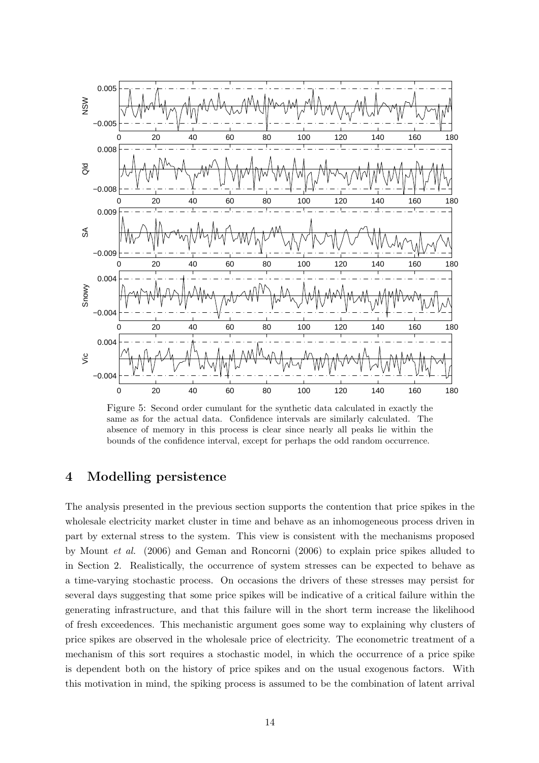Figure 5: Second order cumulant for the synthetic data calculated in exactly the same as for the actual data. Confidence intervals are similarly calculated. The absence of memory in this process is clear since nearly all peaks lie within the bounds of the confidence interval, except for perhaps the odd random occurrence.

## 4 Modelling persistence

The analysis presented in the previous section supports the contention that price spikes in the wholesale electricity market cluster in time and behave as an inhomogeneous process driven in part by external stress to the system. This view is consistent with the mechanisms proposed by Mount *et al.* (2006) and Geman and Roncorni (2006) to explain price spikes alluded to in Section 2. Realistically, the occurrence of system stresses can be expected to behave as a time-varying stochastic process. On occasions the drivers of these stresses may persist for several days suggesting that some price spikes will be indicative of a critical failure within the generating infrastructure, and that this failure will in the short term increase the likelihood of fresh exceedences. This mechanistic argument goes some way to explaining why clusters of price spikes are observed in the wholesale price of electricity. The econometric treatment of a mechanism of this sort requires a stochastic model, in which the occurrence of a price spike is dependent both on the history of price spikes and on the usual exogenous factors. With this motivation in mind, the spiking process is assumed to be the combination of latent arrival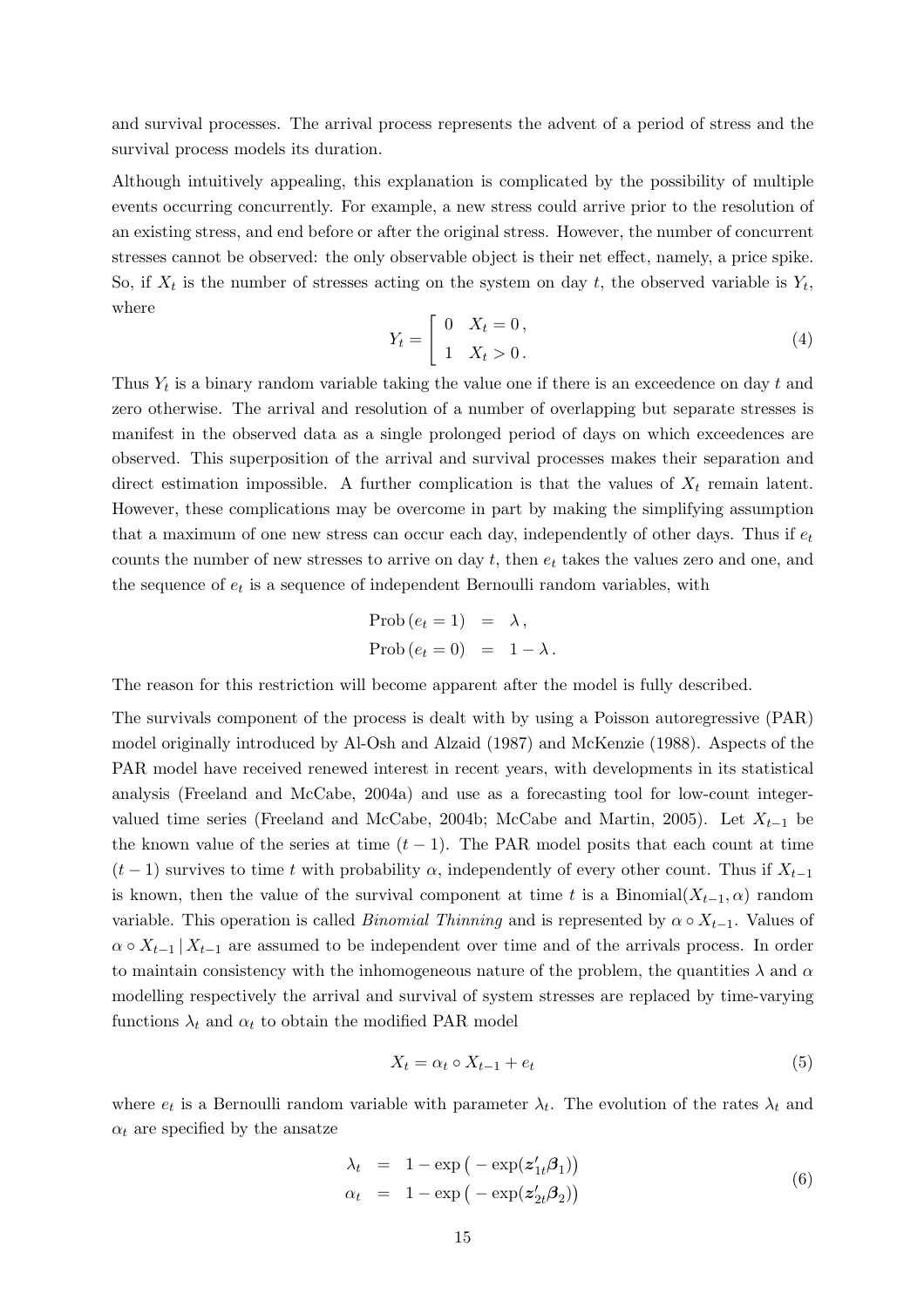and survival processes. The arrival process represents the advent of a period of stress and the survival process models its duration.

Although intuitively appealing, this explanation is complicated by the possibility of multiple events occurring concurrently. For example, a new stress could arrive prior to the resolution of an existing stress, and end before or after the original stress. However, the number of concurrent stresses cannot be observed: the only observable object is their net effect, namely, a price spike. So, if $X_t$ is the number of stresses acting on the system on day $t$, the observed variable is $Y_t$, where

$$Y_t = \left[ \begin{array}{ll} 0 & X_t = 0\,, \\ 1 & X_t > 0\,. \end{array} \right. \tag{4}$$

Thus $Y_t$ is a binary random variable taking the value one if there is an exceedence on day $t$ and zero otherwise. The arrival and resolution of a number of overlapping but separate stresses is manifest in the observed data as a single prolonged period of days on which exceedences are observed. This superposition of the arrival and survival processes makes their separation and direct estimation impossible. A further complication is that the values of $X_t$ remain latent. However, these complications may be overcome in part by making the simplifying assumption that a maximum of one new stress can occur each day, independently of other days. Thus if $e_t$ counts the number of new stresses to arrive on day $t$, then $e_t$ takes the values zero and one, and the sequence of $e_t$ is a sequence of independent Bernoulli random variables, with

$$\begin{aligned} \text{Prob}\,(e_t = 1) &= \lambda\,, \\ \text{Prob}\,(e_t = 0) &= 1 - \lambda\,. \end{aligned}$$

The reason for this restriction will become apparent after the model is fully described.

The survivals component of the process is dealt with by using a Poisson autoregressive (PAR) model originally introduced by Al-Osh and Alzaid (1987) and McKenzie (1988). Aspects of the PAR model have received renewed interest in recent years, with developments in its statistical analysis (Freeland and McCabe, 2004a) and use as a forecasting tool for low-count integer-valued time series (Freeland and McCabe, 2004b; McCabe and Martin, 2005). Let $X_{t-1}$ be the known value of the series at time $(t-1)$. The PAR model posits that each count at time $(t-1)$ survives to time $t$ with probability $\alpha$, independently of every other count. Thus if $X_{t-1}$ is known, then the value of the survival component at time $t$ is a Binomial$(X_{t-1}, \alpha)$ random variable. This operation is called *Binomial Thinning* and is represented by $\alpha \circ X_{t-1}$. Values of $\alpha \circ X_{t-1} \,|\, X_{t-1}$ are assumed to be independent over time and of the arrivals process. In order to maintain consistency with the inhomogeneous nature of the problem, the quantities $\lambda$ and $\alpha$ modelling respectively the arrival and survival of system stresses are replaced by time-varying functions $\lambda_t$ and $\alpha_t$ to obtain the modified PAR model

$$X_t = \alpha_t \circ X_{t-1} + e_t \tag{5}$$

where $e_t$ is a Bernoulli random variable with parameter $\lambda_t$. The evolution of the rates $\lambda_t$ and $\alpha_t$ are specified by the ansatze

$$\begin{aligned} \lambda_t &= 1 - \exp\big( - \exp(\boldsymbol{z}_{1t}' \boldsymbol{\beta}_1)\big) \\ \alpha_t &= 1 - \exp\big( - \exp(\boldsymbol{z}_{2t}' \boldsymbol{\beta}_2)\big) \end{aligned} \tag{6}$$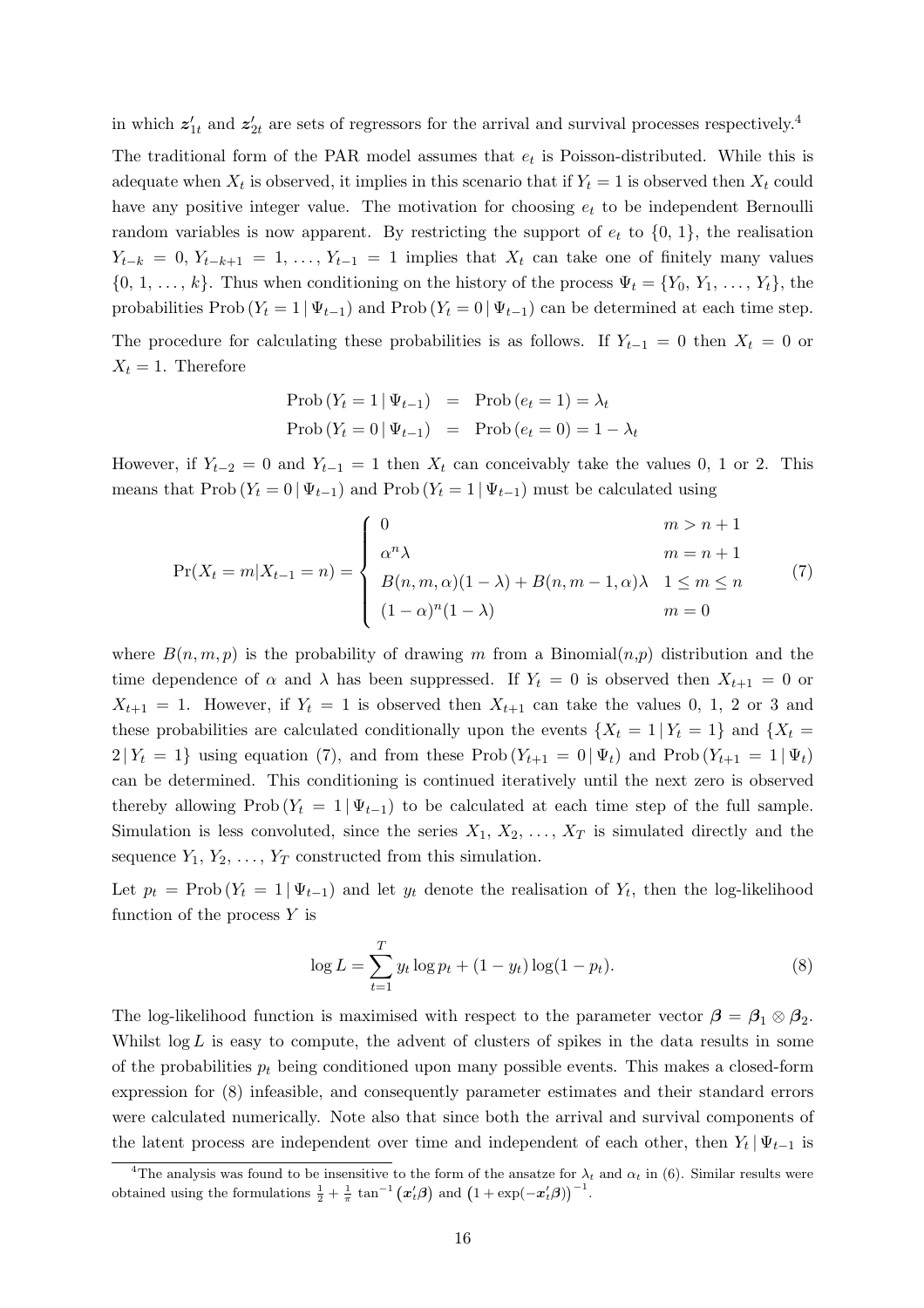in which $\boldsymbol{z}'_{1t}$ and $\boldsymbol{z}'_{2t}$ are sets of regressors for the arrival and survival processes respectively.[4]

The traditional form of the PAR model assumes that $e_t$ is Poisson-distributed. While this is adequate when $X_t$ is observed, it implies in this scenario that if $Y_t = 1$ is observed then $X_t$ could have any positive integer value. The motivation for choosing $e_t$ to be independent Bernoulli random variables is now apparent. By restricting the support of $e_t$ to $\{0, 1\}$, the realisation $Y_{t-k} = 0, Y_{t-k+1} = 1, \ldots, Y_{t-1} = 1$ implies that $X_t$ can take one of finitely many values $\{0, 1, \ldots, k\}$. Thus when conditioning on the history of the process $\Psi_t = \{Y_0, Y_1, \ldots, Y_t\}$, the probabilities $\text{Prob}(Y_t = 1 \mid \Psi_{t-1})$ and $\text{Prob}(Y_t = 0 \mid \Psi_{t-1})$ can be determined at each time step.

The procedure for calculating these probabilities is as follows. If $Y_{t-1} = 0$ then $X_t = 0$ or $X_t = 1$. Therefore

$$
\begin{aligned}
\text{Prob}(Y_t = 1 \mid \Psi_{t-1}) &= \text{Prob}(e_t = 1) = \lambda_t \\
\text{Prob}(Y_t = 0 \mid \Psi_{t-1}) &= \text{Prob}(e_t = 0) = 1 - \lambda_t
\end{aligned}
$$

However, if $Y_{t-2} = 0$ and $Y_{t-1} = 1$ then $X_t$ can conceivably take the values 0, 1 or 2. This means that $\text{Prob}(Y_t = 0 \mid \Psi_{t-1})$ and $\text{Prob}(Y_t = 1 \mid \Psi_{t-1})$ must be calculated using

$$
\Pr(X_t = m | X_{t-1} = n) = \begin{cases} 0 & m > n+1 \\ \alpha^n \lambda & m = n+1 \\ B(n, m, \alpha)(1-\lambda) + B(n, m-1, \alpha)\lambda & 1 \le m \le n \\ (1-\alpha)^n (1-\lambda) & m = 0 \end{cases} \tag{7}
$$

where $B(n, m, p)$ is the probability of drawing $m$ from a Binomial($n$,$p$) distribution and the time dependence of $\alpha$ and $\lambda$ has been suppressed. If $Y_t = 0$ is observed then $X_{t+1} = 0$ or $X_{t+1} = 1$. However, if $Y_t = 1$ is observed then $X_{t+1}$ can take the values 0, 1, 2 or 3 and these probabilities are calculated conditionally upon the events $\{X_t = 1 \mid Y_t = 1\}$ and $\{X_t = 2 \mid Y_t = 1\}$ using equation (7), and from these $\text{Prob}(Y_{t+1} = 0 \mid \Psi_t)$ and $\text{Prob}(Y_{t+1} = 1 \mid \Psi_t)$ can be determined. This conditioning is continued iteratively until the next zero is observed thereby allowing $\text{Prob}(Y_t = 1 \mid \Psi_{t-1})$ to be calculated at each time step of the full sample. Simulation is less convoluted, since the series $X_1, X_2, \ldots, X_T$ is simulated directly and the sequence $Y_1, Y_2, \ldots, Y_T$ constructed from this simulation.

Let $p_t = \text{Prob}(Y_t = 1 \mid \Psi_{t-1})$ and let $y_t$ denote the realisation of $Y_t$, then the log-likelihood function of the process $Y$ is

$$
\log L = \sum_{t=1}^{T} y_t \log p_t + (1 - y_t) \log(1 - p_t). \tag{8}
$$

The log-likelihood function is maximised with respect to the parameter vector $\boldsymbol{\beta} = \boldsymbol{\beta}_1 \otimes \boldsymbol{\beta}_2$. Whilst $\log L$ is easy to compute, the advent of clusters of spikes in the data results in some of the probabilities $p_t$ being conditioned upon many possible events. This makes a closed-form expression for (8) infeasible, and consequently parameter estimates and their standard errors were calculated numerically. Note also that since both the arrival and survival components of the latent process are independent over time and independent of each other, then $Y_t \mid \Psi_{t-1}$ is

[4] The analysis was found to be insensitive to the form of the ansatze for $\lambda_t$ and $\alpha_t$ in (6). Similar results were obtained using the formulations $\frac{1}{2} + \frac{1}{\pi} \tan^{-1}(\boldsymbol{x}'_t \boldsymbol{\beta})$ and $(1 + \exp(-\boldsymbol{x}'_t \boldsymbol{\beta}))^{-1}$.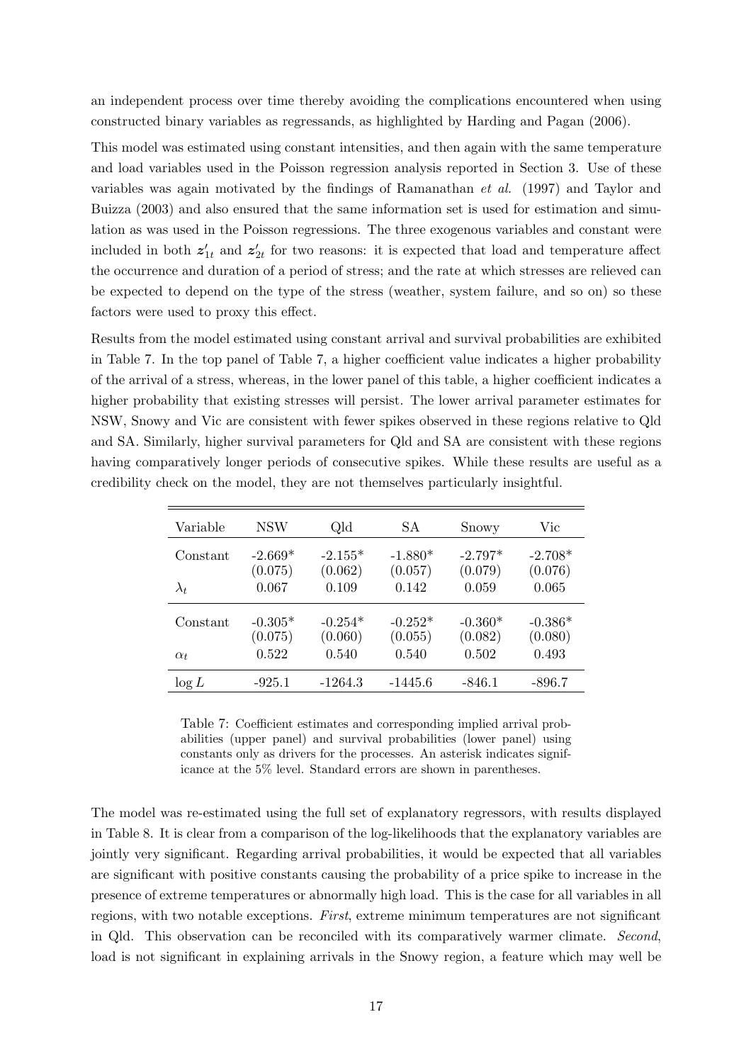an independent process over time thereby avoiding the complications encountered when using constructed binary variables as regressands, as highlighted by Harding and Pagan (2006).

This model was estimated using constant intensities, and then again with the same temperature and load variables used in the Poisson regression analysis reported in Section 3. Use of these variables was again motivated by the findings of Ramanathan *et al.* (1997) and Taylor and Buizza (2003) and also ensured that the same information set is used for estimation and simulation as was used in the Poisson regressions. The three exogenous variables and constant were included in both $\boldsymbol{z}_{1t}'$ and $\boldsymbol{z}_{2t}'$ for two reasons: it is expected that load and temperature affect the occurrence and duration of a period of stress; and the rate at which stresses are relieved can be expected to depend on the type of the stress (weather, system failure, and so on) so these factors were used to proxy this effect.

Results from the model estimated using constant arrival and survival probabilities are exhibited in Table 7. In the top panel of Table 7, a higher coefficient value indicates a higher probability of the arrival of a stress, whereas, in the lower panel of this table, a higher coefficient indicates a higher probability that existing stresses will persist. The lower arrival parameter estimates for NSW, Snowy and Vic are consistent with fewer spikes observed in these regions relative to Qld and SA. Similarly, higher survival parameters for Qld and SA are consistent with these regions having comparatively longer periods of consecutive spikes. While these results are useful as a credibility check on the model, they are not themselves particularly insightful.

| Variable | NSW | Qld | SA | Snowy | Vic |
|---|---|---|---|---|---|
| Constant | -2.669* | -2.155* | -1.880* | -2.797* | -2.708* |
| | (0.075) | (0.062) | (0.057) | (0.079) | (0.076) |
| $\lambda_t$ | 0.067 | 0.109 | 0.142 | 0.059 | 0.065 |
| Constant | -0.305* | -0.254* | -0.252* | -0.360* | -0.386* |
| | (0.075) | (0.060) | (0.055) | (0.082) | (0.080) |
| $\alpha_t$ | 0.522 | 0.540 | 0.540 | 0.502 | 0.493 |
| $\log L$ | -925.1 | -1264.3 | -1445.6 | -846.1 | -896.7 |

Table 7: Coefficient estimates and corresponding implied arrival probabilities (upper panel) and survival probabilities (lower panel) using constants only as drivers for the processes. An asterisk indicates significance at the 5% level. Standard errors are shown in parentheses.

The model was re-estimated using the full set of explanatory regressors, with results displayed in Table 8. It is clear from a comparison of the log-likelihoods that the explanatory variables are jointly very significant. Regarding arrival probabilities, it would be expected that all variables are significant with positive constants causing the probability of a price spike to increase in the presence of extreme temperatures or abnormally high load. This is the case for all variables in all regions, with two notable exceptions. *First*, extreme minimum temperatures are not significant in Qld. This observation can be reconciled with its comparatively warmer climate. *Second*, load is not significant in explaining arrivals in the Snowy region, a feature which may well be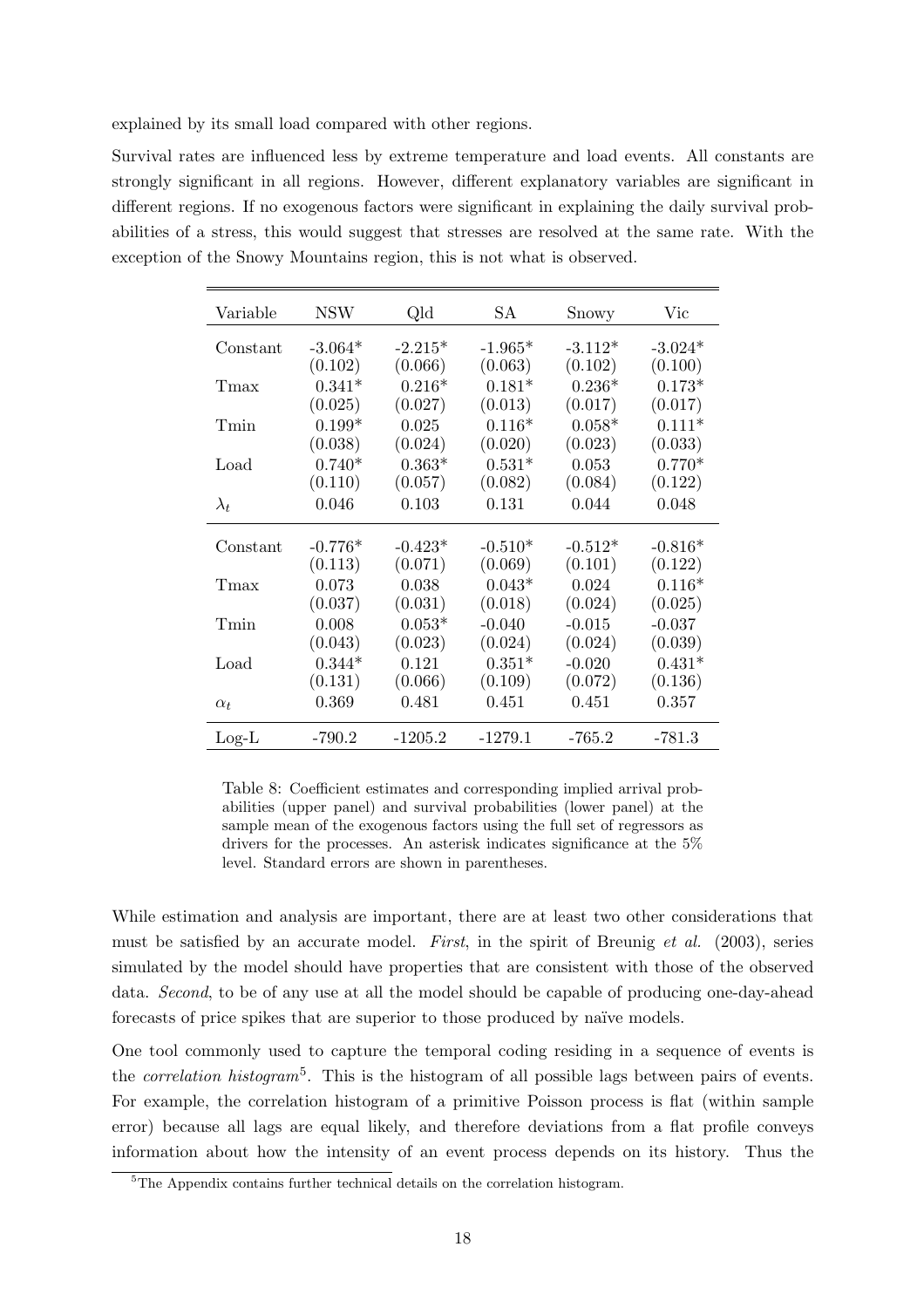explained by its small load compared with other regions.

Survival rates are influenced less by extreme temperature and load events. All constants are strongly significant in all regions. However, different explanatory variables are significant in different regions. If no exogenous factors were significant in explaining the daily survival probabilities of a stress, this would suggest that stresses are resolved at the same rate. With the exception of the Snowy Mountains region, this is not what is observed.

| Variable | NSW | Qld | SA | Snowy | Vic |
|---|---|---|---|---|---|
| Constant | -3.064* | -2.215* | -1.965* | -3.112* | -3.024* |
| | (0.102) | (0.066) | (0.063) | (0.102) | (0.100) |
| Tmax | 0.341* | 0.216* | 0.181* | 0.236* | 0.173* |
| | (0.025) | (0.027) | (0.013) | (0.017) | (0.017) |
| Tmin | 0.199* | 0.025 | 0.116* | 0.058* | 0.111* |
| | (0.038) | (0.024) | (0.020) | (0.023) | (0.033) |
| Load | 0.740* | 0.363* | 0.531* | 0.053 | 0.770* |
| | (0.110) | (0.057) | (0.082) | (0.084) | (0.122) |
| $\lambda_t$ | 0.046 | 0.103 | 0.131 | 0.044 | 0.048 |
| Constant | -0.776* | -0.423* | -0.510* | -0.512* | -0.816* |
| | (0.113) | (0.071) | (0.069) | (0.101) | (0.122) |
| Tmax | 0.073 | 0.038 | 0.043* | 0.024 | 0.116* |
| | (0.037) | (0.031) | (0.018) | (0.024) | (0.025) |
| Tmin | 0.008 | 0.053* | -0.040 | -0.015 | -0.037 |
| | (0.043) | (0.023) | (0.024) | (0.024) | (0.039) |
| Load | 0.344* | 0.121 | 0.351* | -0.020 | 0.431* |
| | (0.131) | (0.066) | (0.109) | (0.072) | (0.136) |
| $\alpha_t$ | 0.369 | 0.481 | 0.451 | 0.451 | 0.357 |
| Log-L | -790.2 | -1205.2 | -1279.1 | -765.2 | -781.3 |

Table 8: Coefficient estimates and corresponding implied arrival probabilities (upper panel) and survival probabilities (lower panel) at the sample mean of the exogenous factors using the full set of regressors as drivers for the processes. An asterisk indicates significance at the 5% level. Standard errors are shown in parentheses.

While estimation and analysis are important, there are at least two other considerations that must be satisfied by an accurate model. *First*, in the spirit of Breunig *et al.* (2003), series simulated by the model should have properties that are consistent with those of the observed data. *Second*, to be of any use at all the model should be capable of producing one-day-ahead forecasts of price spikes that are superior to those produced by naïve models.

One tool commonly used to capture the temporal coding residing in a sequence of events is the *correlation histogram*[5]. This is the histogram of all possible lags between pairs of events. For example, the correlation histogram of a primitive Poisson process is flat (within sample error) because all lags are equal likely, and therefore deviations from a flat profile conveys information about how the intensity of an event process depends on its history. Thus the

[5]The Appendix contains further technical details on the correlation histogram.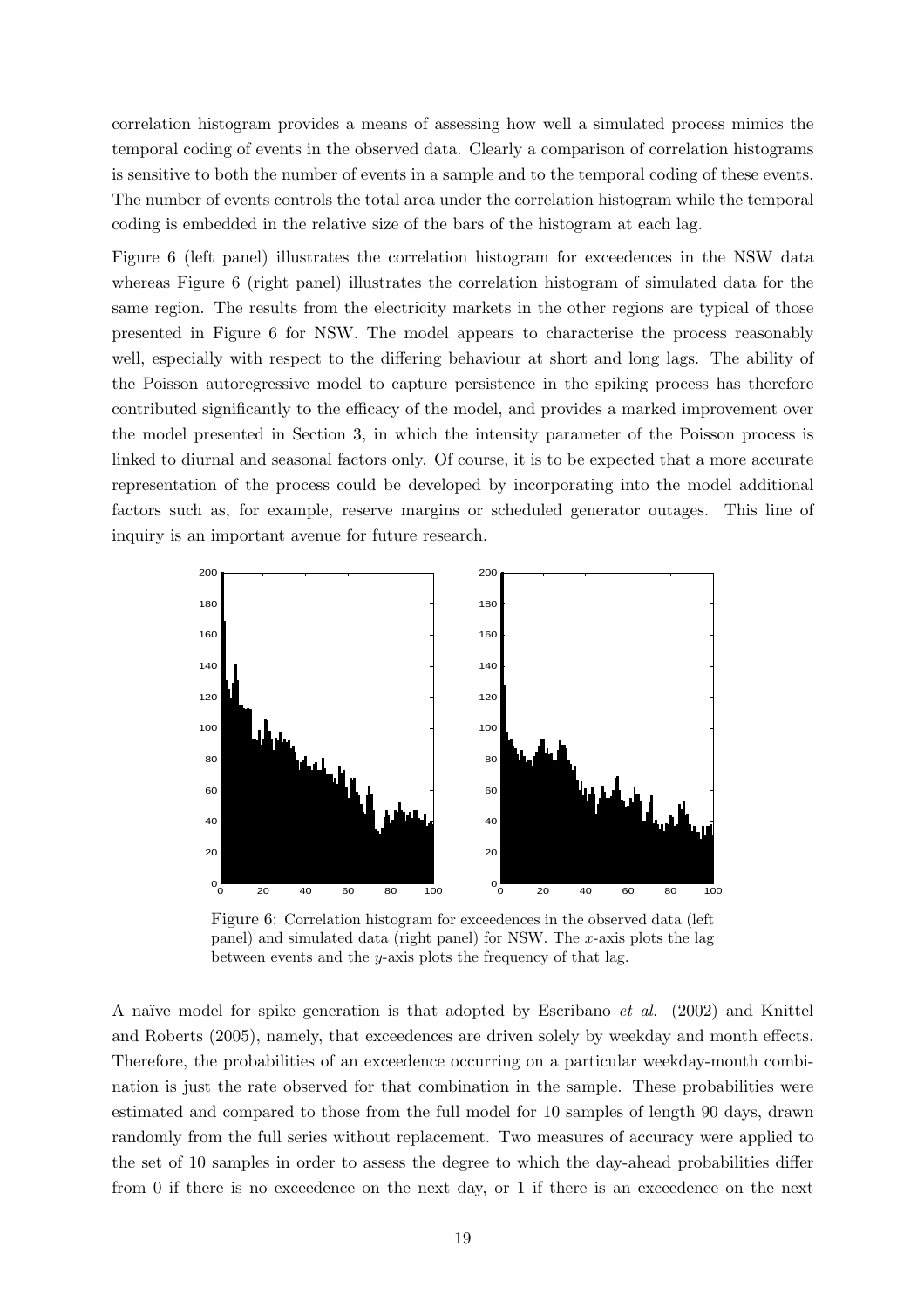correlation histogram provides a means of assessing how well a simulated process mimics the temporal coding of events in the observed data. Clearly a comparison of correlation histograms is sensitive to both the number of events in a sample and to the temporal coding of these events. The number of events controls the total area under the correlation histogram while the temporal coding is embedded in the relative size of the bars of the histogram at each lag.

Figure 6 (left panel) illustrates the correlation histogram for exceedences in the NSW data whereas Figure 6 (right panel) illustrates the correlation histogram of simulated data for the same region. The results from the electricity markets in the other regions are typical of those presented in Figure 6 for NSW. The model appears to characterise the process reasonably well, especially with respect to the differing behaviour at short and long lags. The ability of the Poisson autoregressive model to capture persistence in the spiking process has therefore contributed significantly to the efficacy of the model, and provides a marked improvement over the model presented in Section 3, in which the intensity parameter of the Poisson process is linked to diurnal and seasonal factors only. Of course, it is to be expected that a more accurate representation of the process could be developed by incorporating into the model additional factors such as, for example, reserve margins or scheduled generator outages. This line of inquiry is an important avenue for future research.

Figure 6: Correlation histogram for exceedences in the observed data (left panel) and simulated data (right panel) for NSW. The $x$-axis plots the lag between events and the $y$-axis plots the frequency of that lag.

A naïve model for spike generation is that adopted by Escribano *et al.* (2002) and Knittel and Roberts (2005), namely, that exceedences are driven solely by weekday and month effects. Therefore, the probabilities of an exceedence occurring on a particular weekday-month combination is just the rate observed for that combination in the sample. These probabilities were estimated and compared to those from the full model for 10 samples of length 90 days, drawn randomly from the full series without replacement. Two measures of accuracy were applied to the set of 10 samples in order to assess the degree to which the day-ahead probabilities differ from 0 if there is no exceedence on the next day, or 1 if there is an exceedence on the next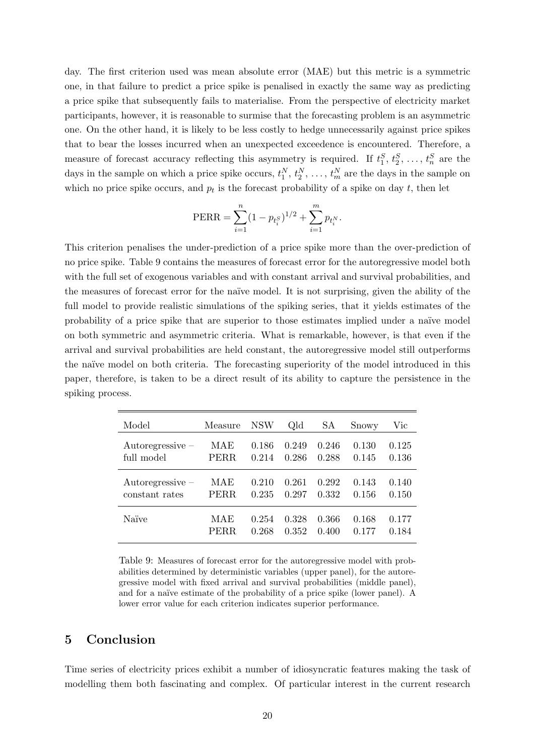day. The first criterion used was mean absolute error (MAE) but this metric is a symmetric one, in that failure to predict a price spike is penalised in exactly the same way as predicting a price spike that subsequently fails to materialise. From the perspective of electricity market participants, however, it is reasonable to surmise that the forecasting problem is an asymmetric one. On the other hand, it is likely to be less costly to hedge unnecessarily against price spikes that to bear the losses incurred when an unexpected exceedence is encountered. Therefore, a measure of forecast accuracy reflecting this asymmetry is required. If $t_1^S, t_2^S, \ldots, t_n^S$ are the days in the sample on which a price spike occurs, $t_1^N, t_2^N, \ldots, t_m^N$ are the days in the sample on which no price spike occurs, and $p_t$ is the forecast probability of a spike on day $t$, then let

$$\text{PERR} = \sum_{i=1}^{n} (1 - p_{t_i^S})^{1/2} + \sum_{i=1}^{m} p_{t_i^N}.$$

This criterion penalises the under-prediction of a price spike more than the over-prediction of no price spike. Table 9 contains the measures of forecast error for the autoregressive model both with the full set of exogenous variables and with constant arrival and survival probabilities, and the measures of forecast error for the naïve model. It is not surprising, given the ability of the full model to provide realistic simulations of the spiking series, that it yields estimates of the probability of a price spike that are superior to those estimates implied under a naïve model on both symmetric and asymmetric criteria. What is remarkable, however, is that even if the arrival and survival probabilities are held constant, the autoregressive model still outperforms the naïve model on both criteria. The forecasting superiority of the model introduced in this paper, therefore, is taken to be a direct result of its ability to capture the persistence in the spiking process.

| Model | Measure | NSW | Qld | SA | Snowy | Vic |
|---|---|---|---|---|---|---|
| Autoregressive – full model | MAE | 0.186 | 0.249 | 0.246 | 0.130 | 0.125 |
| | PERR | 0.214 | 0.286 | 0.288 | 0.145 | 0.136 |
| Autoregressive – constant rates | MAE | 0.210 | 0.261 | 0.292 | 0.143 | 0.140 |
| | PERR | 0.235 | 0.297 | 0.332 | 0.156 | 0.150 |
| Naïve | MAE | 0.254 | 0.328 | 0.366 | 0.168 | 0.177 |
| | PERR | 0.268 | 0.352 | 0.400 | 0.177 | 0.184 |

Table 9: Measures of forecast error for the autoregressive model with probabilities determined by deterministic variables (upper panel), for the autoregressive model with fixed arrival and survival probabilities (middle panel), and for a naïve estimate of the probability of a price spike (lower panel). A lower error value for each criterion indicates superior performance.

## 5 Conclusion

Time series of electricity prices exhibit a number of idiosyncratic features making the task of modelling them both fascinating and complex. Of particular interest in the current research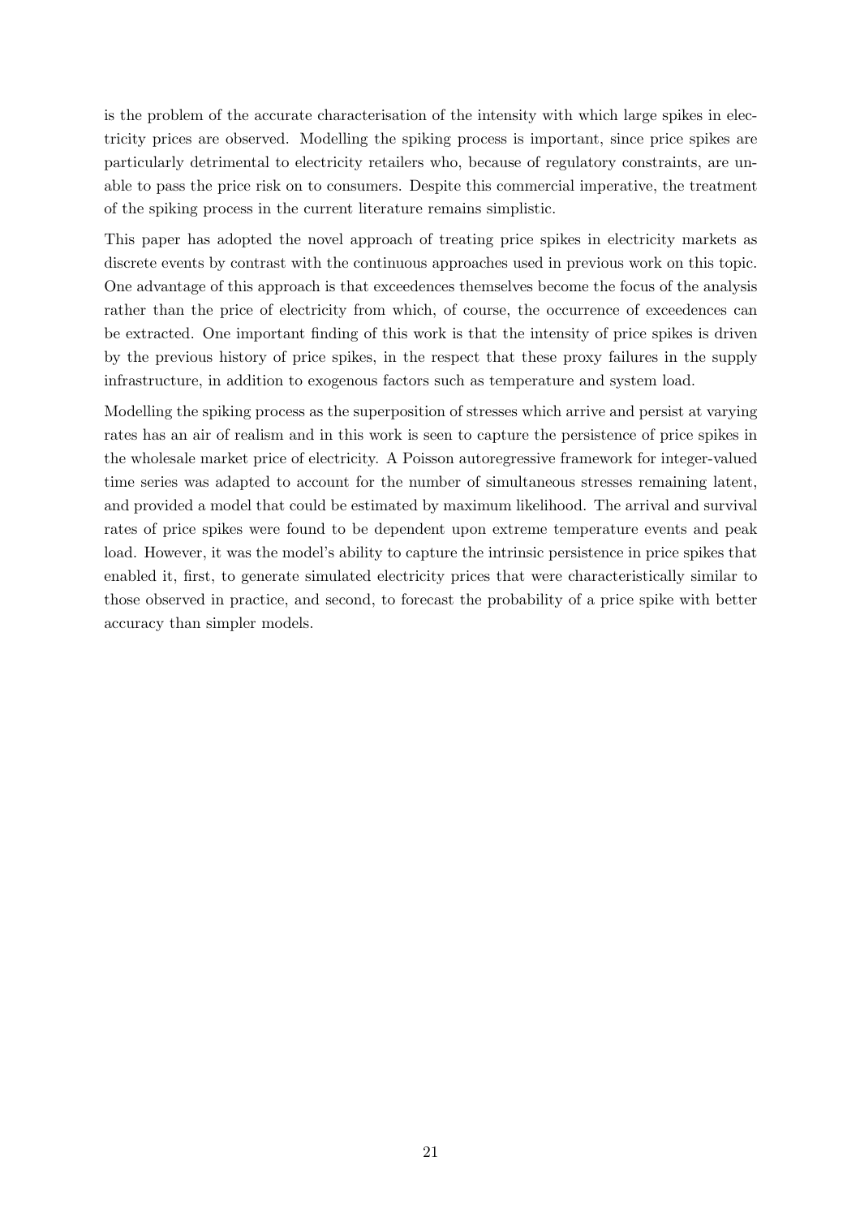is the problem of the accurate characterisation of the intensity with which large spikes in electricity prices are observed. Modelling the spiking process is important, since price spikes are particularly detrimental to electricity retailers who, because of regulatory constraints, are unable to pass the price risk on to consumers. Despite this commercial imperative, the treatment of the spiking process in the current literature remains simplistic.

This paper has adopted the novel approach of treating price spikes in electricity markets as discrete events by contrast with the continuous approaches used in previous work on this topic. One advantage of this approach is that exceedences themselves become the focus of the analysis rather than the price of electricity from which, of course, the occurrence of exceedences can be extracted. One important finding of this work is that the intensity of price spikes is driven by the previous history of price spikes, in the respect that these proxy failures in the supply infrastructure, in addition to exogenous factors such as temperature and system load.

Modelling the spiking process as the superposition of stresses which arrive and persist at varying rates has an air of realism and in this work is seen to capture the persistence of price spikes in the wholesale market price of electricity. A Poisson autoregressive framework for integer-valued time series was adapted to account for the number of simultaneous stresses remaining latent, and provided a model that could be estimated by maximum likelihood. The arrival and survival rates of price spikes were found to be dependent upon extreme temperature events and peak load. However, it was the model's ability to capture the intrinsic persistence in price spikes that enabled it, first, to generate simulated electricity prices that were characteristically similar to those observed in practice, and second, to forecast the probability of a price spike with better accuracy than simpler models.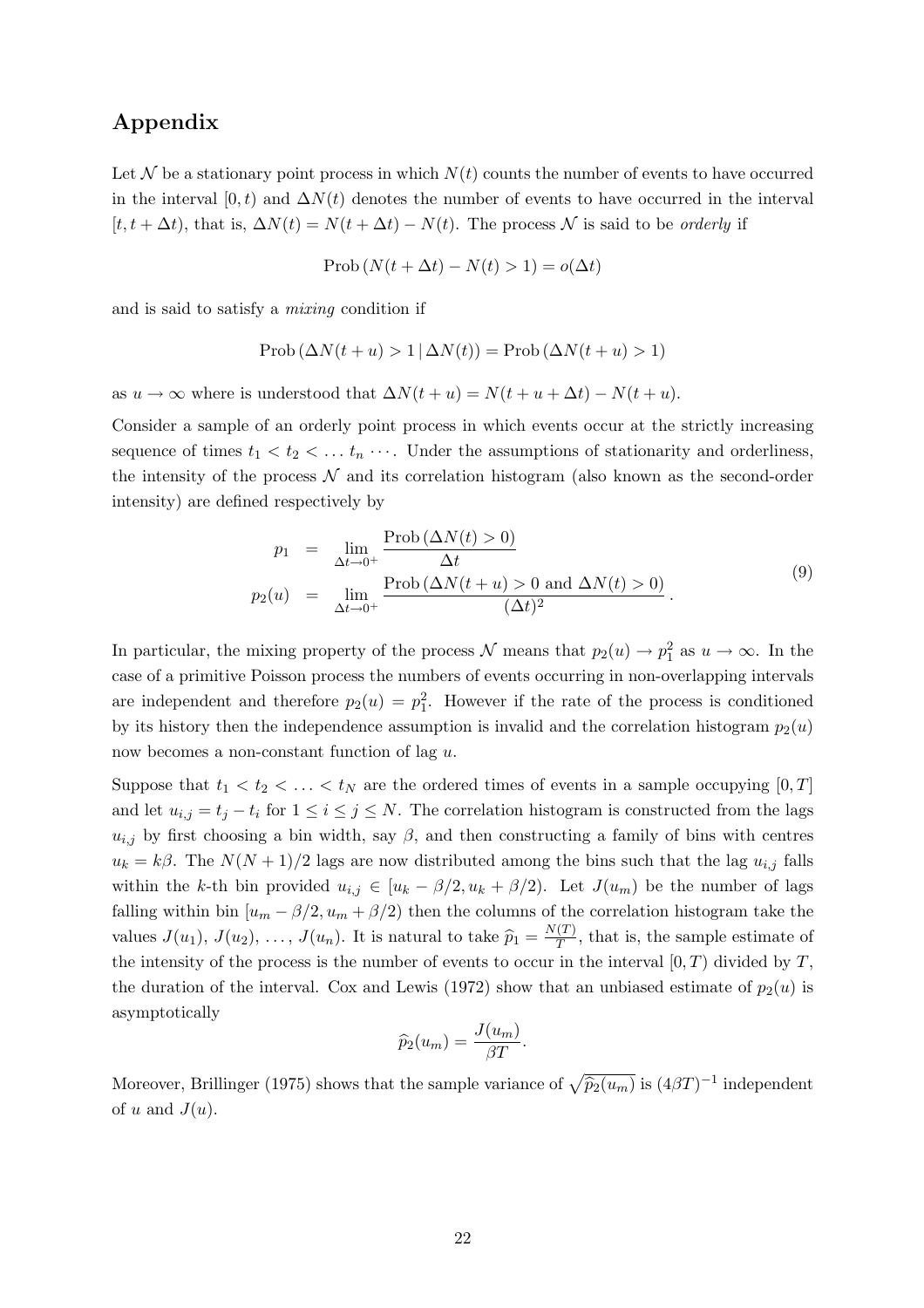## Appendix

Let $\mathcal{N}$ be a stationary point process in which $N(t)$ counts the number of events to have occurred in the interval $[0, t)$ and $\Delta N(t)$ denotes the number of events to have occurred in the interval $[t, t + \Delta t)$, that is, $\Delta N(t) = N(t + \Delta t) - N(t)$. The process $\mathcal{N}$ is said to be *orderly* if

$$\text{Prob}\left(N(t + \Delta t) - N(t) > 1\right) = o(\Delta t)$$

and is said to satisfy a *mixing* condition if

$$\text{Prob}\left(\Delta N(t + u) > 1 \,|\, \Delta N(t)\right) = \text{Prob}\left(\Delta N(t + u) > 1\right)$$

as $u \to \infty$ where is understood that $\Delta N(t + u) = N(t + u + \Delta t) - N(t + u)$.

Consider a sample of an orderly point process in which events occur at the strictly increasing sequence of times $t_1 < t_2 < \ldots t_n \cdots$. Under the assumptions of stationarity and orderliness, the intensity of the process $\mathcal{N}$ and its correlation histogram (also known as the second-order intensity) are defined respectively by

$$\begin{aligned}
p_1 &= \lim_{\Delta t \to 0^+} \frac{\text{Prob}\left(\Delta N(t) > 0\right)}{\Delta t} \\
p_2(u) &= \lim_{\Delta t \to 0^+} \frac{\text{Prob}\left(\Delta N(t + u) > 0 \text{ and } \Delta N(t) > 0\right)}{(\Delta t)^2}\,.
\end{aligned} \tag{9}$$

In particular, the mixing property of the process $\mathcal{N}$ means that $p_2(u) \to p_1^2$ as $u \to \infty$. In the case of a primitive Poisson process the numbers of events occurring in non-overlapping intervals are independent and therefore $p_2(u) = p_1^2$. However if the rate of the process is conditioned by its history then the independence assumption is invalid and the correlation histogram $p_2(u)$ now becomes a non-constant function of lag $u$.

Suppose that $t_1 < t_2 < \ldots < t_N$ are the ordered times of events in a sample occupying $[0, T]$ and let $u_{i,j} = t_j - t_i$ for $1 \le i \le j \le N$. The correlation histogram is constructed from the lags $u_{i,j}$ by first choosing a bin width, say $\beta$, and then constructing a family of bins with centres $u_k = k\beta$. The $N(N + 1)/2$ lags are now distributed among the bins such that the lag $u_{i,j}$ falls within the $k$-th bin provided $u_{i,j} \in [u_k - \beta/2, u_k + \beta/2)$. Let $J(u_m)$ be the number of lags falling within bin $[u_m - \beta/2, u_m + \beta/2)$ then the columns of the correlation histogram take the values $J(u_1)$, $J(u_2)$, ..., $J(u_n)$. It is natural to take $\widehat{p}_1 = \frac{N(T)}{T}$, that is, the sample estimate of the intensity of the process is the number of events to occur in the interval $[0, T)$ divided by $T$, the duration of the interval. Cox and Lewis (1972) show that an unbiased estimate of $p_2(u)$ is asymptotically

$$\widehat{p}_2(u_m) = \frac{J(u_m)}{\beta T}.$$

Moreover, Brillinger (1975) shows that the sample variance of $\sqrt{\widehat{p}_2(u_m)}$ is $(4\beta T)^{-1}$ independent of $u$ and $J(u)$.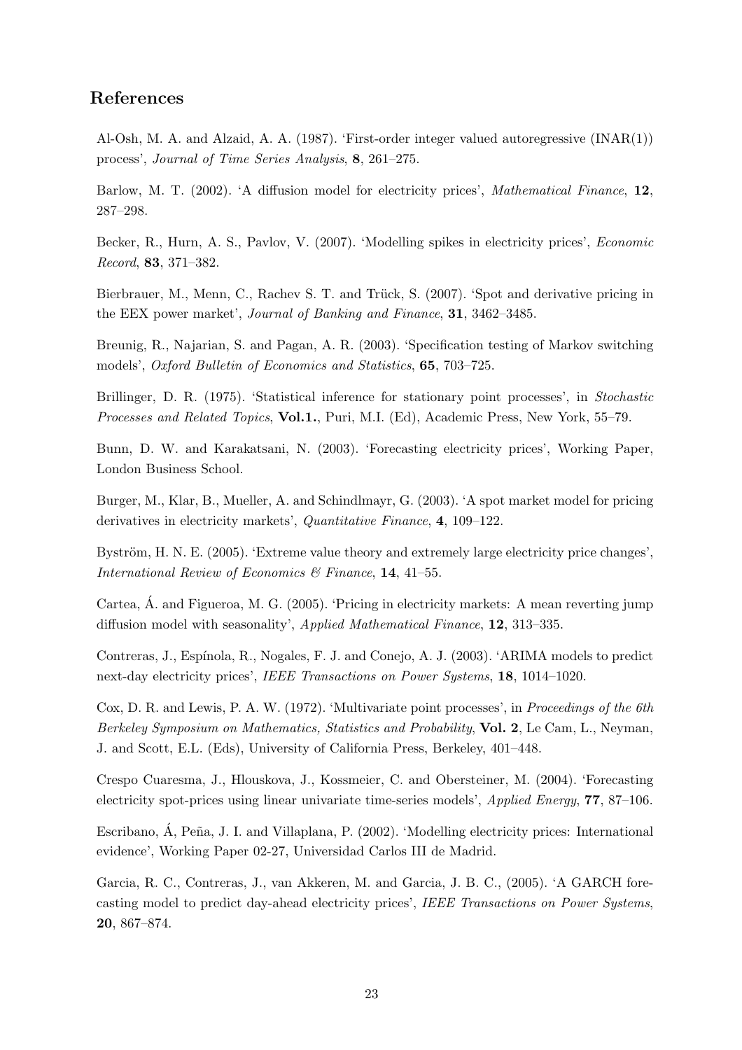## References

Al-Osh, M. A. and Alzaid, A. A. (1987). 'First-order integer valued autoregressive (INAR(1)) process', *Journal of Time Series Analysis*, **8**, 261–275.

Barlow, M. T. (2002). 'A diffusion model for electricity prices', *Mathematical Finance*, **12**, 287–298.

Becker, R., Hurn, A. S., Pavlov, V. (2007). 'Modelling spikes in electricity prices', *Economic Record*, **83**, 371–382.

Bierbrauer, M., Menn, C., Rachev S. T. and Trück, S. (2007). 'Spot and derivative pricing in the EEX power market', *Journal of Banking and Finance*, **31**, 3462–3485.

Breunig, R., Najarian, S. and Pagan, A. R. (2003). 'Specification testing of Markov switching models', *Oxford Bulletin of Economics and Statistics*, **65**, 703–725.

Brillinger, D. R. (1975). 'Statistical inference for stationary point processes', in *Stochastic Processes and Related Topics*, **Vol.1.**, Puri, M.I. (Ed), Academic Press, New York, 55–79.

Bunn, D. W. and Karakatsani, N. (2003). 'Forecasting electricity prices', Working Paper, London Business School.

Burger, M., Klar, B., Mueller, A. and Schindlmayr, G. (2003). 'A spot market model for pricing derivatives in electricity markets', *Quantitative Finance*, **4**, 109–122.

Byström, H. N. E. (2005). 'Extreme value theory and extremely large electricity price changes', *International Review of Economics & Finance*, **14**, 41–55.

Cartea, Á. and Figueroa, M. G. (2005). 'Pricing in electricity markets: A mean reverting jump diffusion model with seasonality', *Applied Mathematical Finance*, **12**, 313–335.

Contreras, J., Espínola, R., Nogales, F. J. and Conejo, A. J. (2003). 'ARIMA models to predict next-day electricity prices', *IEEE Transactions on Power Systems*, **18**, 1014–1020.

Cox, D. R. and Lewis, P. A. W. (1972). 'Multivariate point processes', in *Proceedings of the 6th Berkeley Symposium on Mathematics, Statistics and Probability*, **Vol. 2**, Le Cam, L., Neyman, J. and Scott, E.L. (Eds), University of California Press, Berkeley, 401–448.

Crespo Cuaresma, J., Hlouskova, J., Kossmeier, C. and Obersteiner, M. (2004). 'Forecasting electricity spot-prices using linear univariate time-series models', *Applied Energy*, **77**, 87–106.

Escribano, Á, Peña, J. I. and Villaplana, P. (2002). 'Modelling electricity prices: International evidence', Working Paper 02-27, Universidad Carlos III de Madrid.

Garcia, R. C., Contreras, J., van Akkeren, M. and Garcia, J. B. C., (2005). 'A GARCH forecasting model to predict day-ahead electricity prices', *IEEE Transactions on Power Systems*, **20**, 867–874.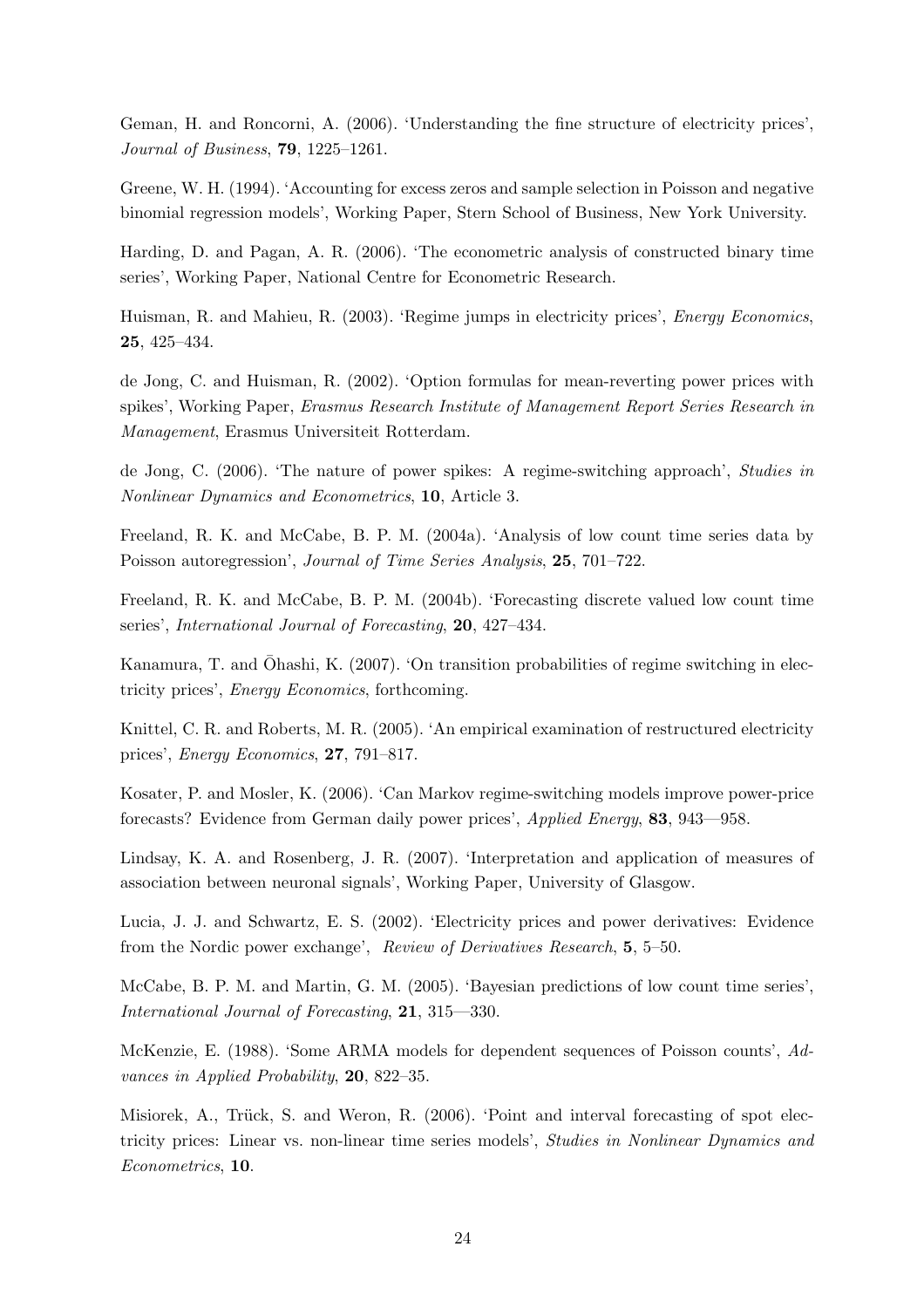Geman, H. and Roncorni, A. (2006). 'Understanding the fine structure of electricity prices', *Journal of Business*, **79**, 1225–1261.

Greene, W. H. (1994). 'Accounting for excess zeros and sample selection in Poisson and negative binomial regression models', Working Paper, Stern School of Business, New York University.

Harding, D. and Pagan, A. R. (2006). 'The econometric analysis of constructed binary time series', Working Paper, National Centre for Econometric Research.

Huisman, R. and Mahieu, R. (2003). 'Regime jumps in electricity prices', *Energy Economics*, **25**, 425–434.

de Jong, C. and Huisman, R. (2002). 'Option formulas for mean-reverting power prices with spikes', Working Paper, *Erasmus Research Institute of Management Report Series Research in Management*, Erasmus Universiteit Rotterdam.

de Jong, C. (2006). 'The nature of power spikes: A regime-switching approach', *Studies in Nonlinear Dynamics and Econometrics*, **10**, Article 3.

Freeland, R. K. and McCabe, B. P. M. (2004a). 'Analysis of low count time series data by Poisson autoregression', *Journal of Time Series Analysis*, **25**, 701–722.

Freeland, R. K. and McCabe, B. P. M. (2004b). 'Forecasting discrete valued low count time series', *International Journal of Forecasting*, **20**, 427–434.

Kanamura, T. and Ōhashi, K. (2007). 'On transition probabilities of regime switching in electricity prices', *Energy Economics*, forthcoming.

Knittel, C. R. and Roberts, M. R. (2005). 'An empirical examination of restructured electricity prices', *Energy Economics*, **27**, 791–817.

Kosater, P. and Mosler, K. (2006). 'Can Markov regime-switching models improve power-price forecasts? Evidence from German daily power prices', *Applied Energy*, **83**, 943—958.

Lindsay, K. A. and Rosenberg, J. R. (2007). 'Interpretation and application of measures of association between neuronal signals', Working Paper, University of Glasgow.

Lucia, J. J. and Schwartz, E. S. (2002). 'Electricity prices and power derivatives: Evidence from the Nordic power exchange', *Review of Derivatives Research*, **5**, 5–50.

McCabe, B. P. M. and Martin, G. M. (2005). 'Bayesian predictions of low count time series', *International Journal of Forecasting*, **21**, 315—330.

McKenzie, E. (1988). 'Some ARMA models for dependent sequences of Poisson counts', *Advances in Applied Probability*, **20**, 822–35.

Misiorek, A., Trück, S. and Weron, R. (2006). 'Point and interval forecasting of spot electricity prices: Linear vs. non-linear time series models', *Studies in Nonlinear Dynamics and Econometrics*, **10**.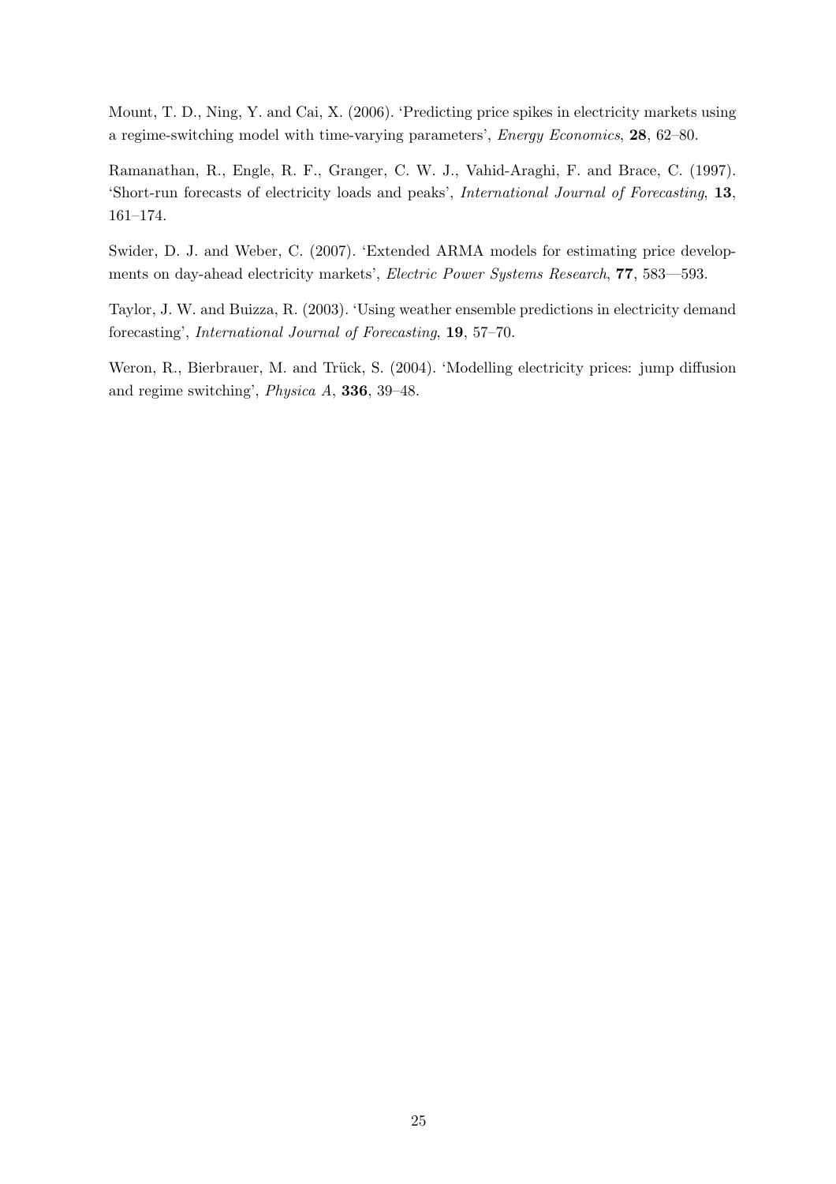Mount, T. D., Ning, Y. and Cai, X. (2006). 'Predicting price spikes in electricity markets using a regime-switching model with time-varying parameters', *Energy Economics*, **28**, 62–80.

Ramanathan, R., Engle, R. F., Granger, C. W. J., Vahid-Araghi, F. and Brace, C. (1997). 'Short-run forecasts of electricity loads and peaks', *International Journal of Forecasting*, **13**, 161–174.

Swider, D. J. and Weber, C. (2007). 'Extended ARMA models for estimating price developments on day-ahead electricity markets', *Electric Power Systems Research*, **77**, 583—593.

Taylor, J. W. and Buizza, R. (2003). 'Using weather ensemble predictions in electricity demand forecasting', *International Journal of Forecasting*, **19**, 57–70.

Weron, R., Bierbrauer, M. and Trück, S. (2004). 'Modelling electricity prices: jump diffusion and regime switching', *Physica A*, **336**, 39–48.